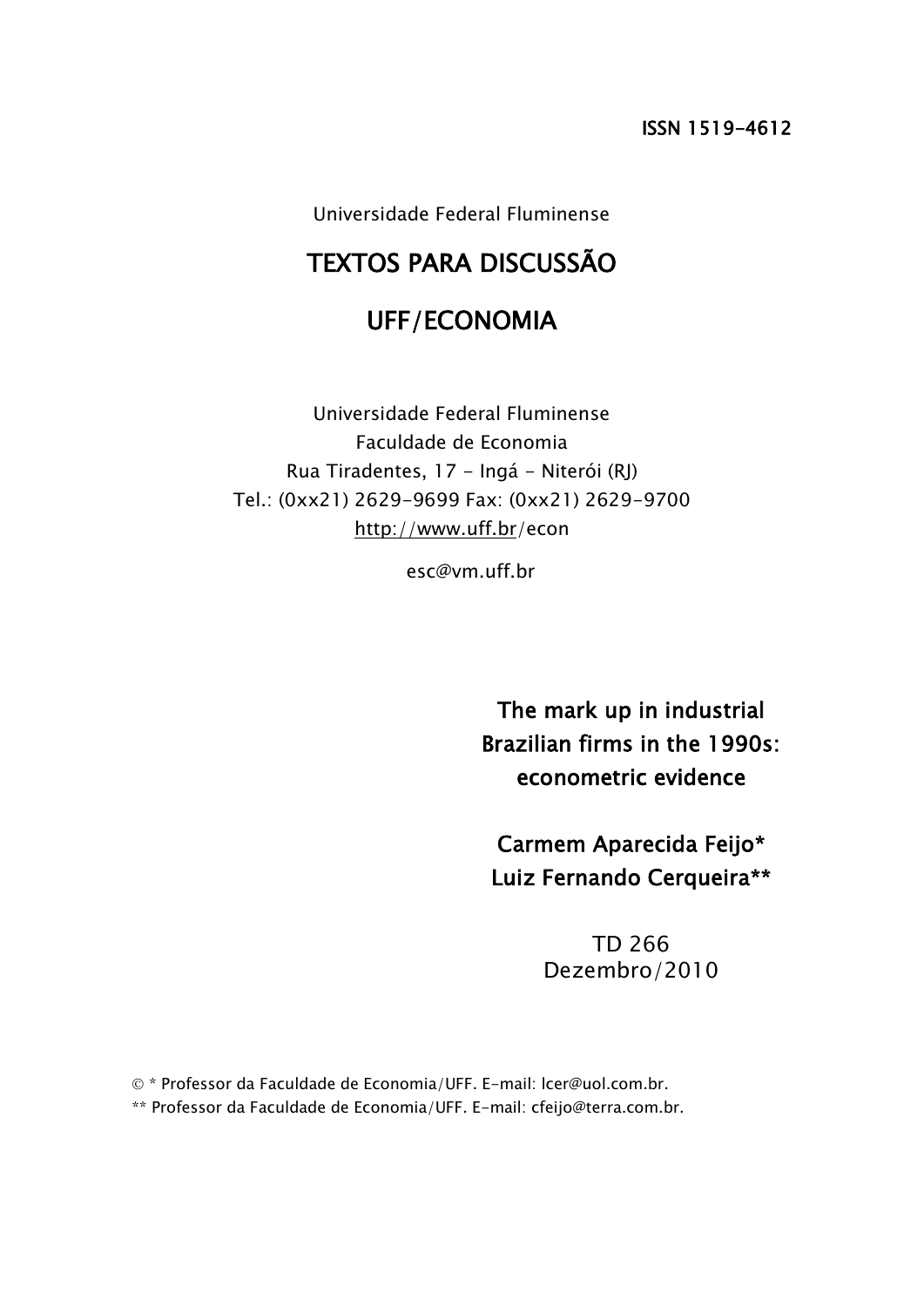ISSN 1519-4612

Universidade Federal Fluminense

# TEXTOS PARA DISCUSSÃO

# UFF/ECONOMIA

Universidade Federal Fluminense
Faculdade de Economia
Rua Tiradentes, 17 - Ingá - Niterói (RJ)
Tel.: (0xx21) 2629-9699 Fax: (0xx21) 2629-9700
http://www.uff.br/econ

esc@vm.uff.br

## The mark up in industrial Brazilian firms in the 1990s: econometric evidence

**Carmem Aparecida Feijo***
**Luiz Fernando Cerqueira****

TD 266
Dezembro/2010

© * Professor da Faculdade de Economia/UFF. E-mail: lcer@uol.com.br.
** Professor da Faculdade de Economia/UFF. E-mail: cfeijo@terra.com.br.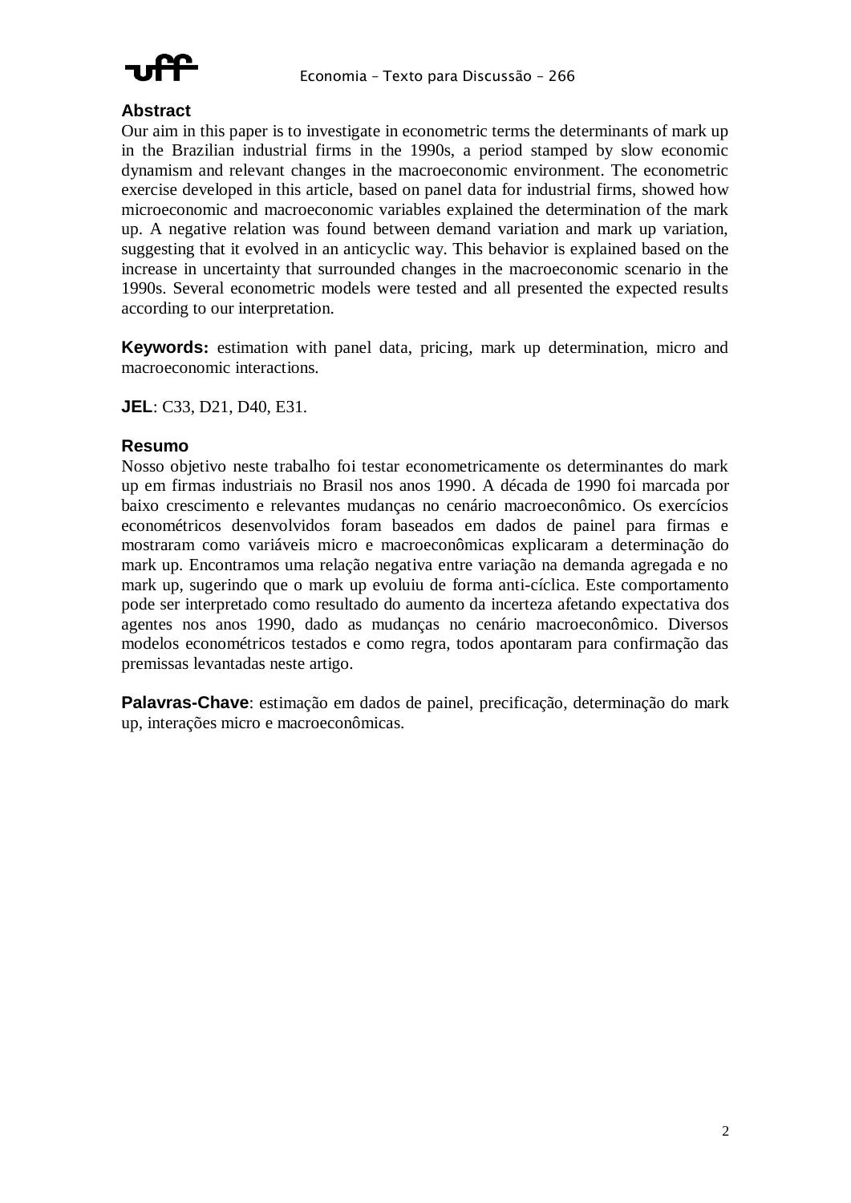## Abstract

Our aim in this paper is to investigate in econometric terms the determinants of mark up in the Brazilian industrial firms in the 1990s, a period stamped by slow economic dynamism and relevant changes in the macroeconomic environment. The econometric exercise developed in this article, based on panel data for industrial firms, showed how microeconomic and macroeconomic variables explained the determination of the mark up. A negative relation was found between demand variation and mark up variation, suggesting that it evolved in an anticyclic way. This behavior is explained based on the increase in uncertainty that surrounded changes in the macroeconomic scenario in the 1990s. Several econometric models were tested and all presented the expected results according to our interpretation.

**Keywords:** estimation with panel data, pricing, mark up determination, micro and macroeconomic interactions.

**JEL**: C33, D21, D40, E31.

## Resumo

Nosso objetivo neste trabalho foi testar econometricamente os determinantes do mark up em firmas industriais no Brasil nos anos 1990. A década de 1990 foi marcada por baixo crescimento e relevantes mudanças no cenário macroeconômico. Os exercícios econométricos desenvolvidos foram baseados em dados de painel para firmas e mostraram como variáveis micro e macroeconômicas explicaram a determinação do mark up. Encontramos uma relação negativa entre variação na demanda agregada e no mark up, sugerindo que o mark up evoluiu de forma anti-cíclica. Este comportamento pode ser interpretado como resultado do aumento da incerteza afetando expectativa dos agentes nos anos 1990, dado as mudanças no cenário macroeconômico. Diversos modelos econométricos testados e como regra, todos apontaram para confirmação das premissas levantadas neste artigo.

**Palavras-Chave**: estimação em dados de painel, precificação, determinação do mark up, interações micro e macroeconômicas.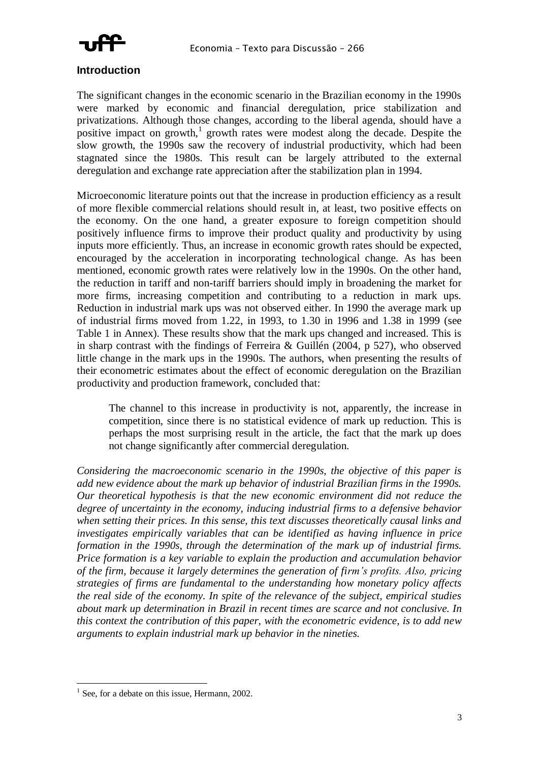## Introduction

The significant changes in the economic scenario in the Brazilian economy in the 1990s were marked by economic and financial deregulation, price stabilization and privatizations. Although those changes, according to the liberal agenda, should have a positive impact on growth,[1] growth rates were modest along the decade. Despite the slow growth, the 1990s saw the recovery of industrial productivity, which had been stagnated since the 1980s. This result can be largely attributed to the external deregulation and exchange rate appreciation after the stabilization plan in 1994.

Microeconomic literature points out that the increase in production efficiency as a result of more flexible commercial relations should result in, at least, two positive effects on the economy. On the one hand, a greater exposure to foreign competition should positively influence firms to improve their product quality and productivity by using inputs more efficiently. Thus, an increase in economic growth rates should be expected, encouraged by the acceleration in incorporating technological change. As has been mentioned, economic growth rates were relatively low in the 1990s. On the other hand, the reduction in tariff and non-tariff barriers should imply in broadening the market for more firms, increasing competition and contributing to a reduction in mark ups. Reduction in industrial mark ups was not observed either. In 1990 the average mark up of industrial firms moved from 1.22, in 1993, to 1.30 in 1996 and 1.38 in 1999 (see Table 1 in Annex). These results show that the mark ups changed and increased. This is in sharp contrast with the findings of Ferreira & Guillén (2004, p 527), who observed little change in the mark ups in the 1990s. The authors, when presenting the results of their econometric estimates about the effect of economic deregulation on the Brazilian productivity and production framework, concluded that:

> The channel to this increase in productivity is not, apparently, the increase in competition, since there is no statistical evidence of mark up reduction. This is perhaps the most surprising result in the article, the fact that the mark up does not change significantly after commercial deregulation.

*Considering the macroeconomic scenario in the 1990s, the objective of this paper is add new evidence about the mark up behavior of industrial Brazilian firms in the 1990s. Our theoretical hypothesis is that the new economic environment did not reduce the degree of uncertainty in the economy, inducing industrial firms to a defensive behavior when setting their prices. In this sense, this text discusses theoretically causal links and investigates empirically variables that can be identified as having influence in price formation in the 1990s, through the determination of the mark up of industrial firms. Price formation is a key variable to explain the production and accumulation behavior of the firm, because it largely determines the generation of firm's profits. Also, pricing strategies of firms are fundamental to the understanding how monetary policy affects the real side of the economy. In spite of the relevance of the subject, empirical studies about mark up determination in Brazil in recent times are scarce and not conclusive. In this context the contribution of this paper, with the econometric evidence, is to add new arguments to explain industrial mark up behavior in the nineties.*

[1] See, for a debate on this issue, Hermann, 2002.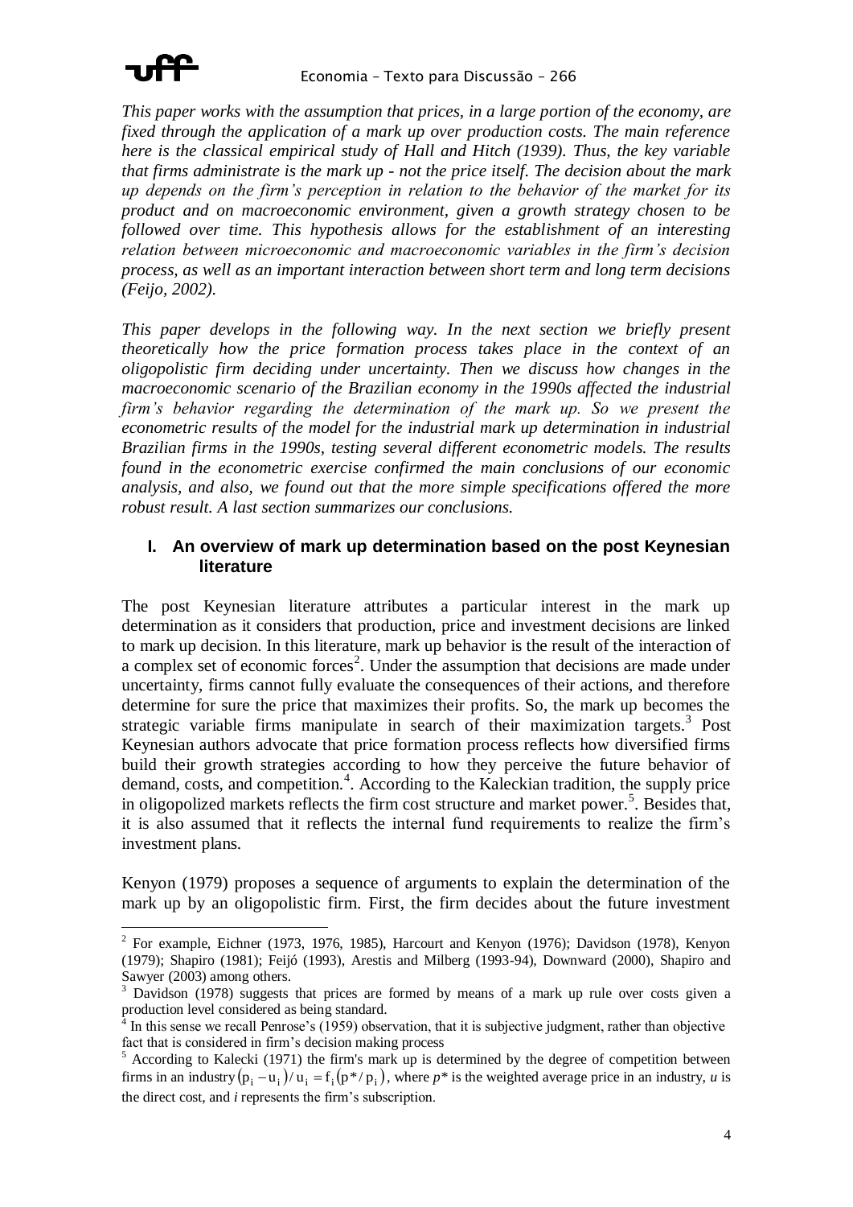*This paper works with the assumption that prices, in a large portion of the economy, are fixed through the application of a mark up over production costs. The main reference here is the classical empirical study of Hall and Hitch (1939). Thus, the key variable that firms administrate is the mark up - not the price itself. The decision about the mark up depends on the firm's perception in relation to the behavior of the market for its product and on macroeconomic environment, given a growth strategy chosen to be followed over time. This hypothesis allows for the establishment of an interesting relation between microeconomic and macroeconomic variables in the firm's decision process, as well as an important interaction between short term and long term decisions (Feijo, 2002).*

*This paper develops in the following way. In the next section we briefly present theoretically how the price formation process takes place in the context of an oligopolistic firm deciding under uncertainty. Then we discuss how changes in the macroeconomic scenario of the Brazilian economy in the 1990s affected the industrial firm's behavior regarding the determination of the mark up. So we present the econometric results of the model for the industrial mark up determination in industrial Brazilian firms in the 1990s, testing several different econometric models. The results found in the econometric exercise confirmed the main conclusions of our economic analysis, and also, we found out that the more simple specifications offered the more robust result. A last section summarizes our conclusions.*

## I. An overview of mark up determination based on the post Keynesian literature

The post Keynesian literature attributes a particular interest in the mark up determination as it considers that production, price and investment decisions are linked to mark up decision. In this literature, mark up behavior is the result of the interaction of a complex set of economic forces[2]. Under the assumption that decisions are made under uncertainty, firms cannot fully evaluate the consequences of their actions, and therefore determine for sure the price that maximizes their profits. So, the mark up becomes the strategic variable firms manipulate in search of their maximization targets.[3] Post Keynesian authors advocate that price formation process reflects how diversified firms build their growth strategies according to how they perceive the future behavior of demand, costs, and competition.[4]. According to the Kaleckian tradition, the supply price in oligopolized markets reflects the firm cost structure and market power.[5]. Besides that, it is also assumed that it reflects the internal fund requirements to realize the firm's investment plans.

Kenyon (1979) proposes a sequence of arguments to explain the determination of the mark up by an oligopolistic firm. First, the firm decides about the future investment

---

[2] For example, Eichner (1973, 1976, 1985), Harcourt and Kenyon (1976); Davidson (1978), Kenyon (1979); Shapiro (1981); Feijó (1993), Arestis and Milberg (1993-94), Downward (2000), Shapiro and Sawyer (2003) among others.

[3] Davidson (1978) suggests that prices are formed by means of a mark up rule over costs given a production level considered as being standard.

[4] In this sense we recall Penrose's (1959) observation, that it is subjective judgment, rather than objective fact that is considered in firm's decision making process

[5] According to Kalecki (1971) the firm's mark up is determined by the degree of competition between firms in an industry $(p_i - u_i)/u_i = f_i(p^*/p_i)$, where $p^*$ is the weighted average price in an industry, $u$ is the direct cost, and $i$ represents the firm's subscription.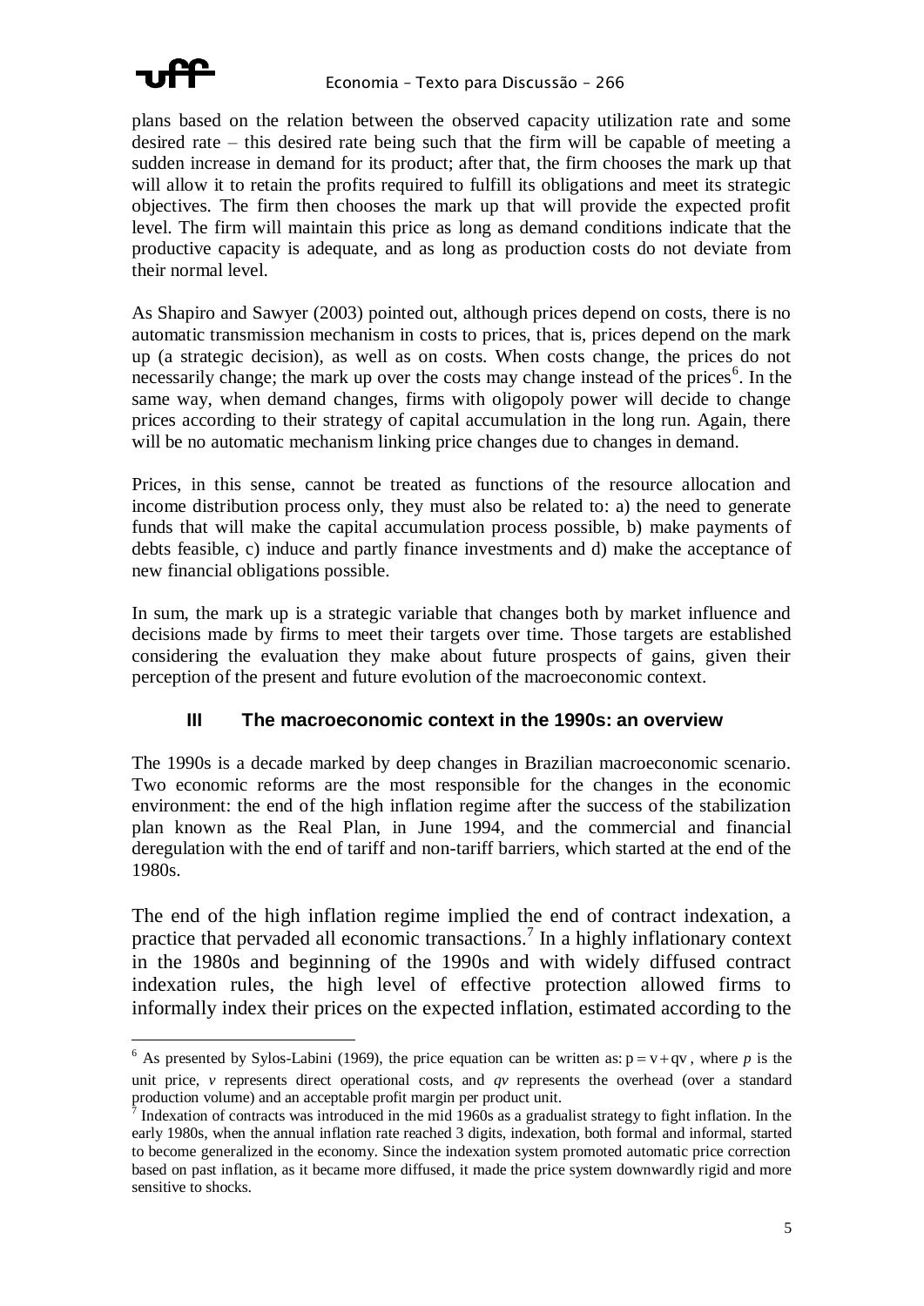plans based on the relation between the observed capacity utilization rate and some desired rate – this desired rate being such that the firm will be capable of meeting a sudden increase in demand for its product; after that, the firm chooses the mark up that will allow it to retain the profits required to fulfill its obligations and meet its strategic objectives. The firm then chooses the mark up that will provide the expected profit level. The firm will maintain this price as long as demand conditions indicate that the productive capacity is adequate, and as long as production costs do not deviate from their normal level.

As Shapiro and Sawyer (2003) pointed out, although prices depend on costs, there is no automatic transmission mechanism in costs to prices, that is, prices depend on the mark up (a strategic decision), as well as on costs. When costs change, the prices do not necessarily change; the mark up over the costs may change instead of the prices[6]. In the same way, when demand changes, firms with oligopoly power will decide to change prices according to their strategy of capital accumulation in the long run. Again, there will be no automatic mechanism linking price changes due to changes in demand.

Prices, in this sense, cannot be treated as functions of the resource allocation and income distribution process only, they must also be related to: a) the need to generate funds that will make the capital accumulation process possible, b) make payments of debts feasible, c) induce and partly finance investments and d) make the acceptance of new financial obligations possible.

In sum, the mark up is a strategic variable that changes both by market influence and decisions made by firms to meet their targets over time. Those targets are established considering the evaluation they make about future prospects of gains, given their perception of the present and future evolution of the macroeconomic context.

## III The macroeconomic context in the 1990s: an overview

The 1990s is a decade marked by deep changes in Brazilian macroeconomic scenario. Two economic reforms are the most responsible for the changes in the economic environment: the end of the high inflation regime after the success of the stabilization plan known as the Real Plan, in June 1994, and the commercial and financial deregulation with the end of tariff and non-tariff barriers, which started at the end of the 1980s.

The end of the high inflation regime implied the end of contract indexation, a practice that pervaded all economic transactions.[7] In a highly inflationary context in the 1980s and beginning of the 1990s and with widely diffused contract indexation rules, the high level of effective protection allowed firms to informally index their prices on the expected inflation, estimated according to the

---

[6] As presented by Sylos-Labini (1969), the price equation can be written as: $p = v + qv$, where $p$ is the unit price, $v$ represents direct operational costs, and $qv$ represents the overhead (over a standard production volume) and an acceptable profit margin per product unit.

[7] Indexation of contracts was introduced in the mid 1960s as a gradualist strategy to fight inflation. In the early 1980s, when the annual inflation rate reached 3 digits, indexation, both formal and informal, started to become generalized in the economy. Since the indexation system promoted automatic price correction based on past inflation, as it became more diffused, it made the price system downwardly rigid and more sensitive to shocks.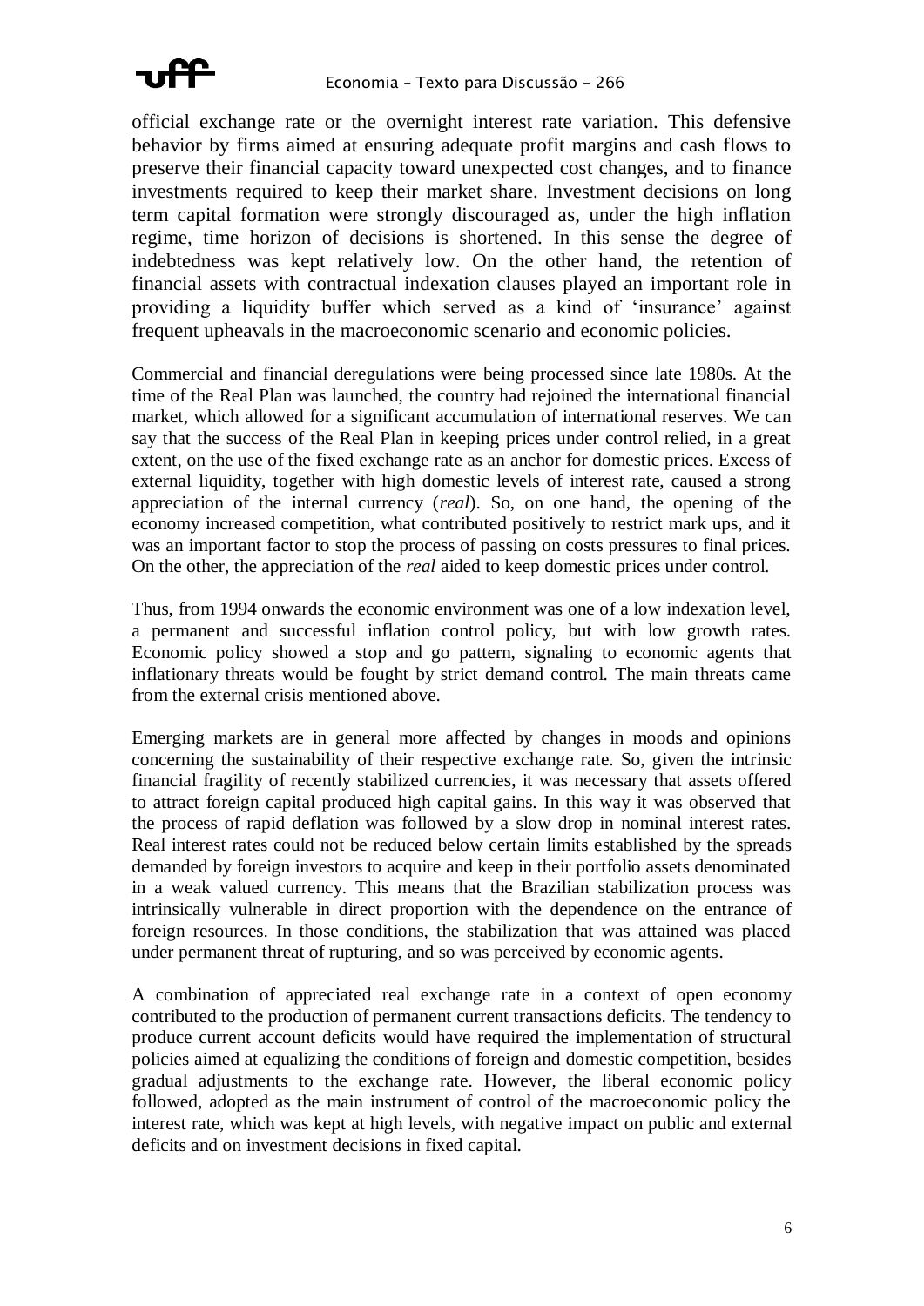official exchange rate or the overnight interest rate variation. This defensive behavior by firms aimed at ensuring adequate profit margins and cash flows to preserve their financial capacity toward unexpected cost changes, and to finance investments required to keep their market share. Investment decisions on long term capital formation were strongly discouraged as, under the high inflation regime, time horizon of decisions is shortened. In this sense the degree of indebtedness was kept relatively low. On the other hand, the retention of financial assets with contractual indexation clauses played an important role in providing a liquidity buffer which served as a kind of 'insurance' against frequent upheavals in the macroeconomic scenario and economic policies.

Commercial and financial deregulations were being processed since late 1980s. At the time of the Real Plan was launched, the country had rejoined the international financial market, which allowed for a significant accumulation of international reserves. We can say that the success of the Real Plan in keeping prices under control relied, in a great extent, on the use of the fixed exchange rate as an anchor for domestic prices. Excess of external liquidity, together with high domestic levels of interest rate, caused a strong appreciation of the internal currency (*real*). So, on one hand, the opening of the economy increased competition, what contributed positively to restrict mark ups, and it was an important factor to stop the process of passing on costs pressures to final prices. On the other, the appreciation of the *real* aided to keep domestic prices under control.

Thus, from 1994 onwards the economic environment was one of a low indexation level, a permanent and successful inflation control policy, but with low growth rates. Economic policy showed a stop and go pattern, signaling to economic agents that inflationary threats would be fought by strict demand control. The main threats came from the external crisis mentioned above.

Emerging markets are in general more affected by changes in moods and opinions concerning the sustainability of their respective exchange rate. So, given the intrinsic financial fragility of recently stabilized currencies, it was necessary that assets offered to attract foreign capital produced high capital gains. In this way it was observed that the process of rapid deflation was followed by a slow drop in nominal interest rates. Real interest rates could not be reduced below certain limits established by the spreads demanded by foreign investors to acquire and keep in their portfolio assets denominated in a weak valued currency. This means that the Brazilian stabilization process was intrinsically vulnerable in direct proportion with the dependence on the entrance of foreign resources. In those conditions, the stabilization that was attained was placed under permanent threat of rupturing, and so was perceived by economic agents.

A combination of appreciated real exchange rate in a context of open economy contributed to the production of permanent current transactions deficits. The tendency to produce current account deficits would have required the implementation of structural policies aimed at equalizing the conditions of foreign and domestic competition, besides gradual adjustments to the exchange rate. However, the liberal economic policy followed, adopted as the main instrument of control of the macroeconomic policy the interest rate, which was kept at high levels, with negative impact on public and external deficits and on investment decisions in fixed capital.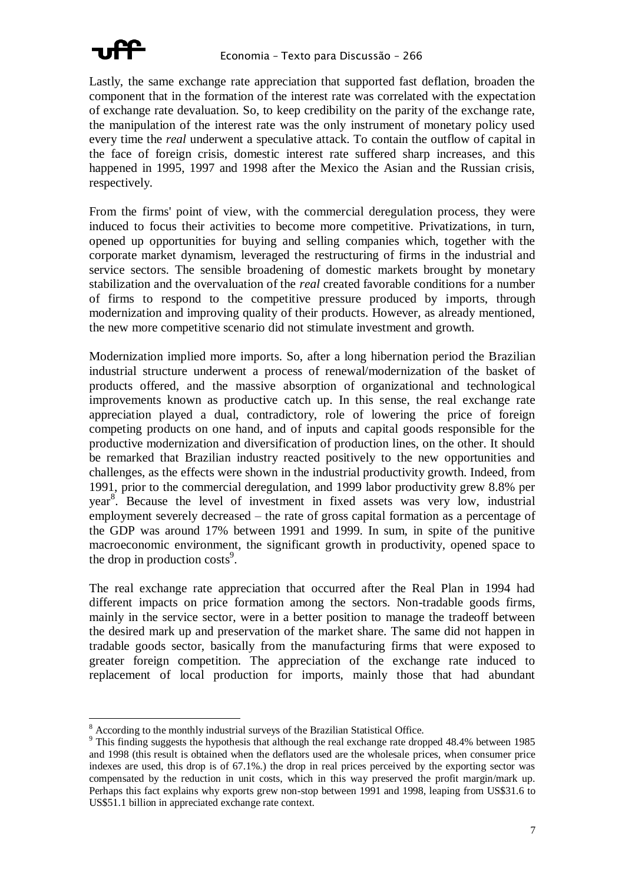Lastly, the same exchange rate appreciation that supported fast deflation, broaden the component that in the formation of the interest rate was correlated with the expectation of exchange rate devaluation. So, to keep credibility on the parity of the exchange rate, the manipulation of the interest rate was the only instrument of monetary policy used every time the *real* underwent a speculative attack. To contain the outflow of capital in the face of foreign crisis, domestic interest rate suffered sharp increases, and this happened in 1995, 1997 and 1998 after the Mexico the Asian and the Russian crisis, respectively.

From the firms' point of view, with the commercial deregulation process, they were induced to focus their activities to become more competitive. Privatizations, in turn, opened up opportunities for buying and selling companies which, together with the corporate market dynamism, leveraged the restructuring of firms in the industrial and service sectors. The sensible broadening of domestic markets brought by monetary stabilization and the overvaluation of the *real* created favorable conditions for a number of firms to respond to the competitive pressure produced by imports, through modernization and improving quality of their products. However, as already mentioned, the new more competitive scenario did not stimulate investment and growth.

Modernization implied more imports. So, after a long hibernation period the Brazilian industrial structure underwent a process of renewal/modernization of the basket of products offered, and the massive absorption of organizational and technological improvements known as productive catch up. In this sense, the real exchange rate appreciation played a dual, contradictory, role of lowering the price of foreign competing products on one hand, and of inputs and capital goods responsible for the productive modernization and diversification of production lines, on the other. It should be remarked that Brazilian industry reacted positively to the new opportunities and challenges, as the effects were shown in the industrial productivity growth. Indeed, from 1991, prior to the commercial deregulation, and 1999 labor productivity grew 8.8% per year[8]. Because the level of investment in fixed assets was very low, industrial employment severely decreased – the rate of gross capital formation as a percentage of the GDP was around 17% between 1991 and 1999. In sum, in spite of the punitive macroeconomic environment, the significant growth in productivity, opened space to the drop in production costs[9].

The real exchange rate appreciation that occurred after the Real Plan in 1994 had different impacts on price formation among the sectors. Non-tradable goods firms, mainly in the service sector, were in a better position to manage the tradeoff between the desired mark up and preservation of the market share. The same did not happen in tradable goods sector, basically from the manufacturing firms that were exposed to greater foreign competition. The appreciation of the exchange rate induced to replacement of local production for imports, mainly those that had abundant

---

[8] According to the monthly industrial surveys of the Brazilian Statistical Office.

[9] This finding suggests the hypothesis that although the real exchange rate dropped 48.4% between 1985 and 1998 (this result is obtained when the deflators used are the wholesale prices, when consumer price indexes are used, this drop is of 67.1%.) the drop in real prices perceived by the exporting sector was compensated by the reduction in unit costs, which in this way preserved the profit margin/mark up. Perhaps this fact explains why exports grew non-stop between 1991 and 1998, leaping from US$31.6 to US$51.1 billion in appreciated exchange rate context.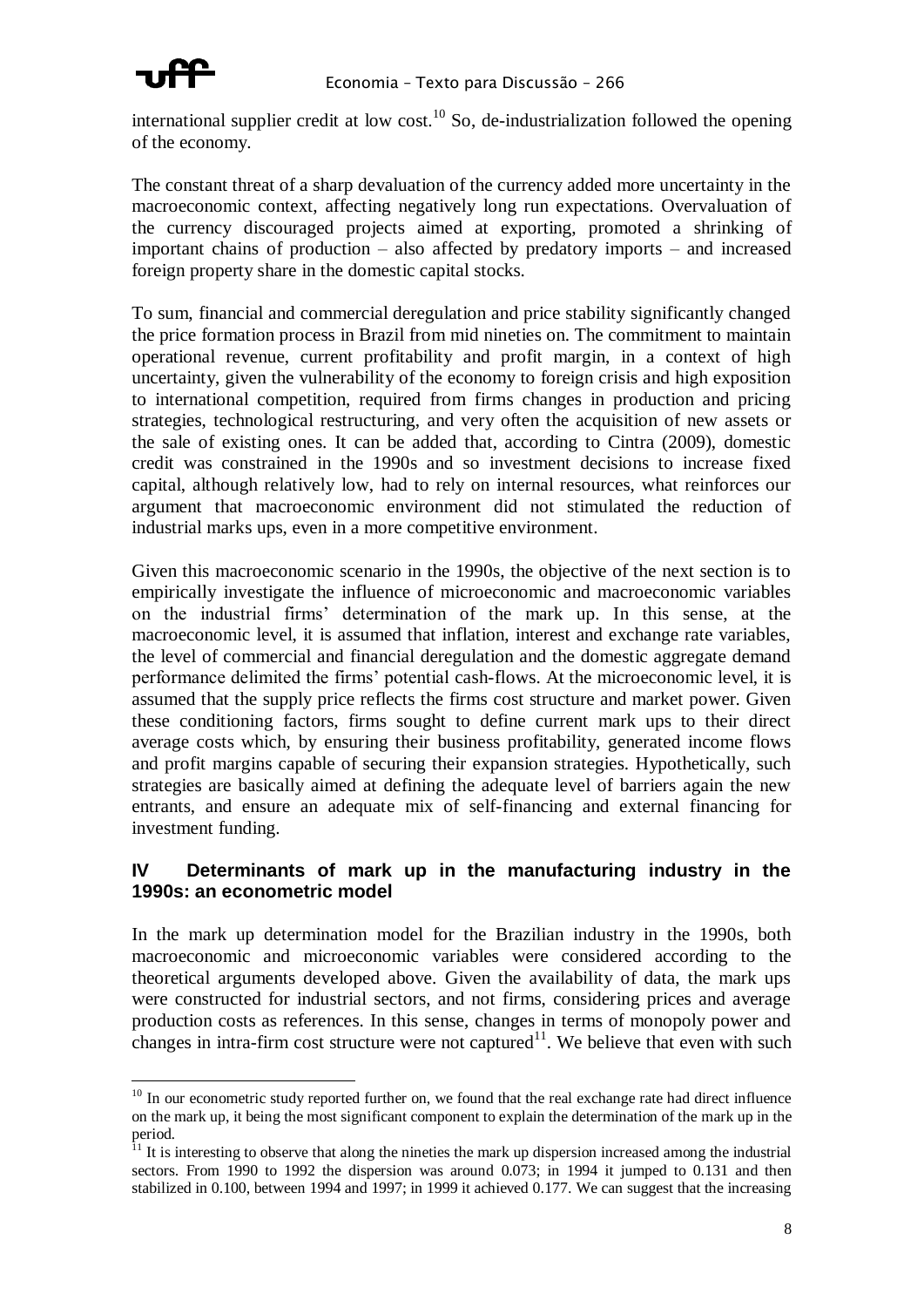international supplier credit at low cost.[10] So, de-industrialization followed the opening of the economy.

The constant threat of a sharp devaluation of the currency added more uncertainty in the macroeconomic context, affecting negatively long run expectations. Overvaluation of the currency discouraged projects aimed at exporting, promoted a shrinking of important chains of production – also affected by predatory imports – and increased foreign property share in the domestic capital stocks.

To sum, financial and commercial deregulation and price stability significantly changed the price formation process in Brazil from mid nineties on. The commitment to maintain operational revenue, current profitability and profit margin, in a context of high uncertainty, given the vulnerability of the economy to foreign crisis and high exposition to international competition, required from firms changes in production and pricing strategies, technological restructuring, and very often the acquisition of new assets or the sale of existing ones. It can be added that, according to Cintra (2009), domestic credit was constrained in the 1990s and so investment decisions to increase fixed capital, although relatively low, had to rely on internal resources, what reinforces our argument that macroeconomic environment did not stimulated the reduction of industrial marks ups, even in a more competitive environment.

Given this macroeconomic scenario in the 1990s, the objective of the next section is to empirically investigate the influence of microeconomic and macroeconomic variables on the industrial firms' determination of the mark up. In this sense, at the macroeconomic level, it is assumed that inflation, interest and exchange rate variables, the level of commercial and financial deregulation and the domestic aggregate demand performance delimited the firms' potential cash-flows. At the microeconomic level, it is assumed that the supply price reflects the firms cost structure and market power. Given these conditioning factors, firms sought to define current mark ups to their direct average costs which, by ensuring their business profitability, generated income flows and profit margins capable of securing their expansion strategies. Hypothetically, such strategies are basically aimed at defining the adequate level of barriers again the new entrants, and ensure an adequate mix of self-financing and external financing for investment funding.

## IV Determinants of mark up in the manufacturing industry in the 1990s: an econometric model

In the mark up determination model for the Brazilian industry in the 1990s, both macroeconomic and microeconomic variables were considered according to the theoretical arguments developed above. Given the availability of data, the mark ups were constructed for industrial sectors, and not firms, considering prices and average production costs as references. In this sense, changes in terms of monopoly power and changes in intra-firm cost structure were not captured[11]. We believe that even with such

---

[10] In our econometric study reported further on, we found that the real exchange rate had direct influence on the mark up, it being the most significant component to explain the determination of the mark up in the period.

[11] It is interesting to observe that along the nineties the mark up dispersion increased among the industrial sectors. From 1990 to 1992 the dispersion was around 0.073; in 1994 it jumped to 0.131 and then stabilized in 0.100, between 1994 and 1997; in 1999 it achieved 0.177. We can suggest that the increasing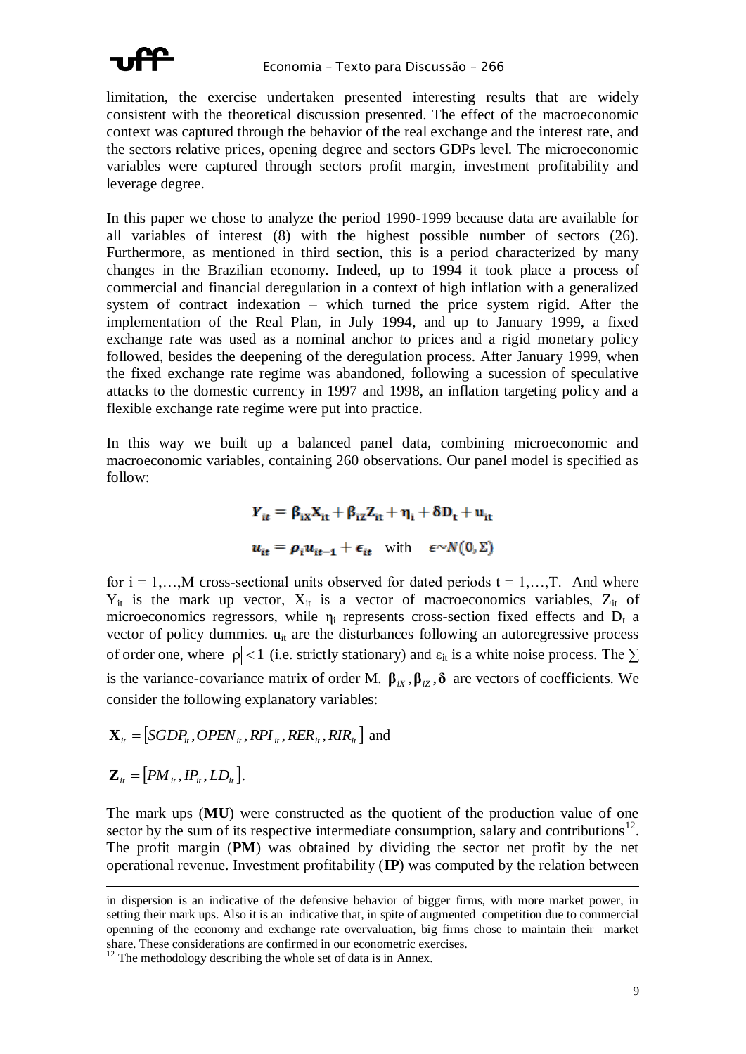limitation, the exercise undertaken presented interesting results that are widely consistent with the theoretical discussion presented. The effect of the macroeconomic context was captured through the behavior of the real exchange and the interest rate, and the sectors relative prices, opening degree and sectors GDPs level. The microeconomic variables were captured through sectors profit margin, investment profitability and leverage degree.

In this paper we chose to analyze the period 1990-1999 because data are available for all variables of interest (8) with the highest possible number of sectors (26). Furthermore, as mentioned in third section, this is a period characterized by many changes in the Brazilian economy. Indeed, up to 1994 it took place a process of commercial and financial deregulation in a context of high inflation with a generalized system of contract indexation – which turned the price system rigid. After the implementation of the Real Plan, in July 1994, and up to January 1999, a fixed exchange rate was used as a nominal anchor to prices and a rigid monetary policy followed, besides the deepening of the deregulation process. After January 1999, when the fixed exchange rate regime was abandoned, following a sucession of speculative attacks to the domestic currency in 1997 and 1998, an inflation targeting policy and a flexible exchange rate regime were put into practice.

In this way we built up a balanced panel data, combining microeconomic and macroeconomic variables, containing 260 observations. Our panel model is specified as follow:

$$Y_{it} = \boldsymbol{\beta}_{iX}\mathbf{X}_{it} + \boldsymbol{\beta}_{iZ}\mathbf{Z}_{it} + \boldsymbol{\eta}_i + \boldsymbol{\delta}\mathbf{D}_t + \mathbf{u}_{it}$$

$$u_{it} = \rho_i u_{it-1} + \epsilon_{it} \quad \text{with} \quad \epsilon \sim N(0, \Sigma)$$

for $i = 1,\ldots,M$ cross-sectional units observed for dated periods $t = 1,\ldots,T$. And where $Y_{it}$ is the mark up vector, $X_{it}$ is a vector of macroeconomics variables, $Z_{it}$ of microeconomics regressors, while $\eta_i$ represents cross-section fixed effects and $D_t$ a vector of policy dummies. $u_{it}$ are the disturbances following an autoregressive process of order one, where $|\rho| < 1$ (i.e. strictly stationary) and $\varepsilon_{it}$ is a white noise process. The $\sum$ is the variance-covariance matrix of order M. $\boldsymbol{\beta}_{iX}, \boldsymbol{\beta}_{iZ}, \boldsymbol{\delta}$ are vectors of coefficients. We consider the following explanatory variables:

$\mathbf{X}_{it} = [SGDP_{it}, OPEN_{it}, RPI_{it}, RER_{it}, RIR_{it}]$ and

$\mathbf{Z}_{it} = [PM_{it}, IP_{it}, LD_{it}]$.

The mark ups (**MU**) were constructed as the quotient of the production value of one sector by the sum of its respective intermediate consumption, salary and contributions[12]. The profit margin (**PM**) was obtained by dividing the sector net profit by the net operational revenue. Investment profitability (**IP**) was computed by the relation between

---

in dispersion is an indicative of the defensive behavior of bigger firms, with more market power, in setting their mark ups. Also it is an indicative that, in spite of augmented competition due to commercial openning of the economy and exchange rate overvaluation, big firms chose to maintain their market share. These considerations are confirmed in our econometric exercises.

[12] The methodology describing the whole set of data is in Annex.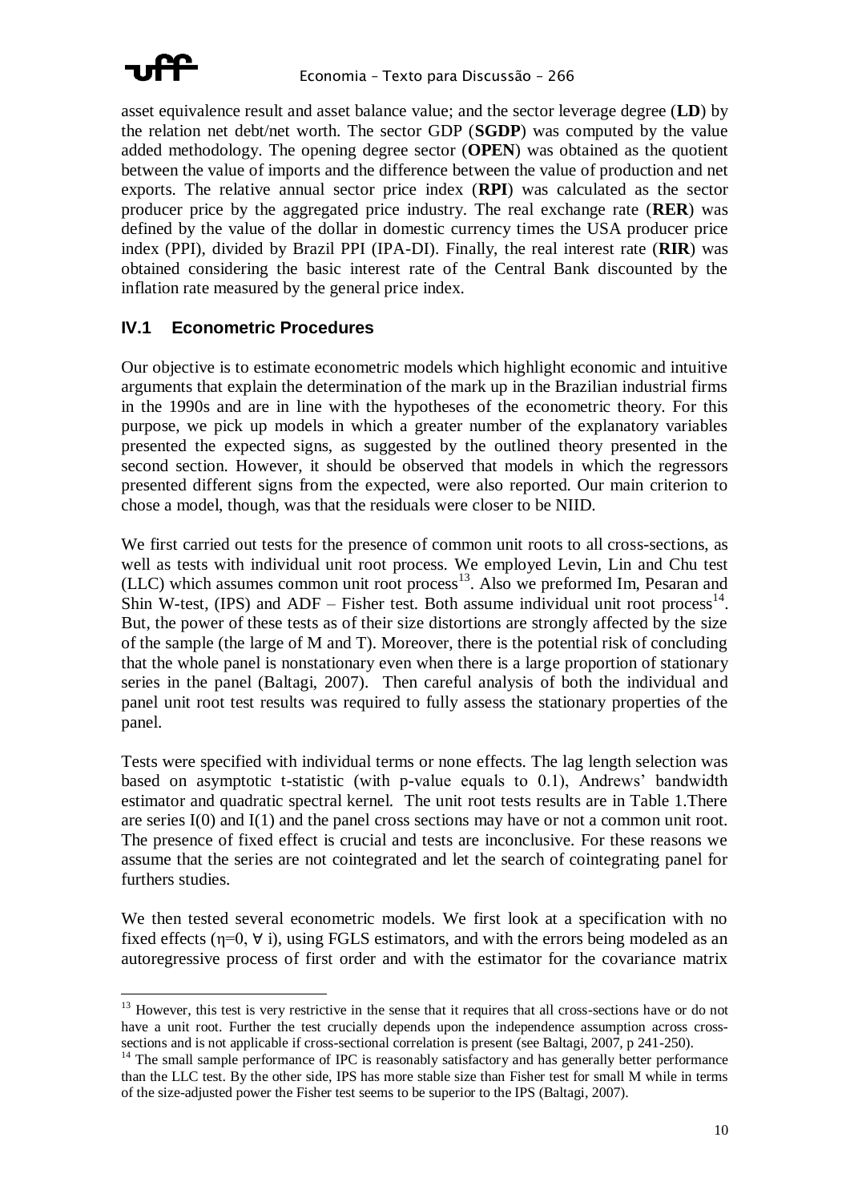asset equivalence result and asset balance value; and the sector leverage degree (**LD**) by the relation net debt/net worth. The sector GDP (**SGDP**) was computed by the value added methodology. The opening degree sector (**OPEN**) was obtained as the quotient between the value of imports and the difference between the value of production and net exports. The relative annual sector price index (**RPI**) was calculated as the sector producer price by the aggregated price industry. The real exchange rate (**RER**) was defined by the value of the dollar in domestic currency times the USA producer price index (PPI), divided by Brazil PPI (IPA-DI). Finally, the real interest rate (**RIR**) was obtained considering the basic interest rate of the Central Bank discounted by the inflation rate measured by the general price index.

## IV.1 Econometric Procedures

Our objective is to estimate econometric models which highlight economic and intuitive arguments that explain the determination of the mark up in the Brazilian industrial firms in the 1990s and are in line with the hypotheses of the econometric theory. For this purpose, we pick up models in which a greater number of the explanatory variables presented the expected signs, as suggested by the outlined theory presented in the second section. However, it should be observed that models in which the regressors presented different signs from the expected, were also reported. Our main criterion to chose a model, though, was that the residuals were closer to be NIID.

We first carried out tests for the presence of common unit roots to all cross-sections, as well as tests with individual unit root process. We employed Levin, Lin and Chu test (LLC) which assumes common unit root process[13]. Also we preformed Im, Pesaran and Shin W-test, (IPS) and ADF – Fisher test. Both assume individual unit root process[14]. But, the power of these tests as of their size distortions are strongly affected by the size of the sample (the large of M and T). Moreover, there is the potential risk of concluding that the whole panel is nonstationary even when there is a large proportion of stationary series in the panel (Baltagi, 2007). Then careful analysis of both the individual and panel unit root test results was required to fully assess the stationary properties of the panel.

Tests were specified with individual terms or none effects. The lag length selection was based on asymptotic t-statistic (with p-value equals to 0.1), Andrews' bandwidth estimator and quadratic spectral kernel. The unit root tests results are in Table 1.There are series I(0) and I(1) and the panel cross sections may have or not a common unit root. The presence of fixed effect is crucial and tests are inconclusive. For these reasons we assume that the series are not cointegrated and let the search of cointegrating panel for furthers studies.

We then tested several econometric models. We first look at a specification with no fixed effects ($\eta=0, \forall$ i), using FGLS estimators, and with the errors being modeled as an autoregressive process of first order and with the estimator for the covariance matrix

---

[13] However, this test is very restrictive in the sense that it requires that all cross-sections have or do not have a unit root. Further the test crucially depends upon the independence assumption across cross-sections and is not applicable if cross-sectional correlation is present (see Baltagi, 2007, p 241-250).

[14] The small sample performance of IPC is reasonably satisfactory and has generally better performance than the LLC test. By the other side, IPS has more stable size than Fisher test for small M while in terms of the size-adjusted power the Fisher test seems to be superior to the IPS (Baltagi, 2007).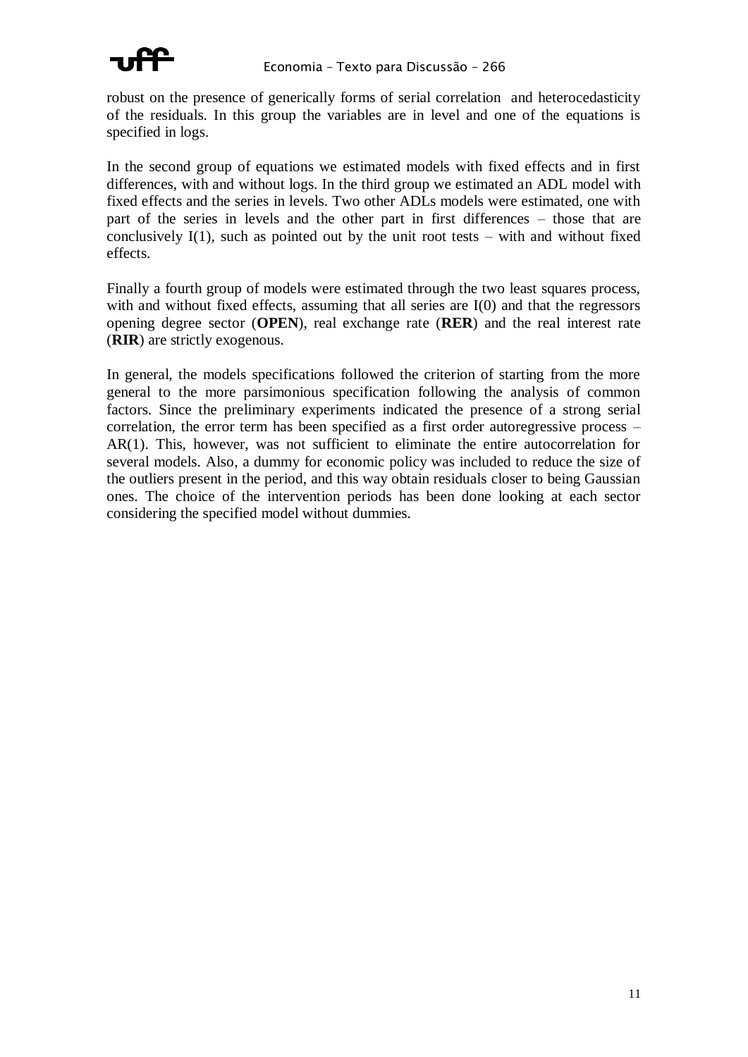robust on the presence of generically forms of serial correlation and heterocedasticity of the residuals. In this group the variables are in level and one of the equations is specified in logs.

In the second group of equations we estimated models with fixed effects and in first differences, with and without logs. In the third group we estimated an ADL model with fixed effects and the series in levels. Two other ADLs models were estimated, one with part of the series in levels and the other part in first differences – those that are conclusively I(1), such as pointed out by the unit root tests – with and without fixed effects.

Finally a fourth group of models were estimated through the two least squares process, with and without fixed effects, assuming that all series are I(0) and that the regressors opening degree sector (**OPEN**), real exchange rate (**RER**) and the real interest rate (**RIR**) are strictly exogenous.

In general, the models specifications followed the criterion of starting from the more general to the more parsimonious specification following the analysis of common factors. Since the preliminary experiments indicated the presence of a strong serial correlation, the error term has been specified as a first order autoregressive process – AR(1). This, however, was not sufficient to eliminate the entire autocorrelation for several models. Also, a dummy for economic policy was included to reduce the size of the outliers present in the period, and this way obtain residuals closer to being Gaussian ones. The choice of the intervention periods has been done looking at each sector considering the specified model without dummies.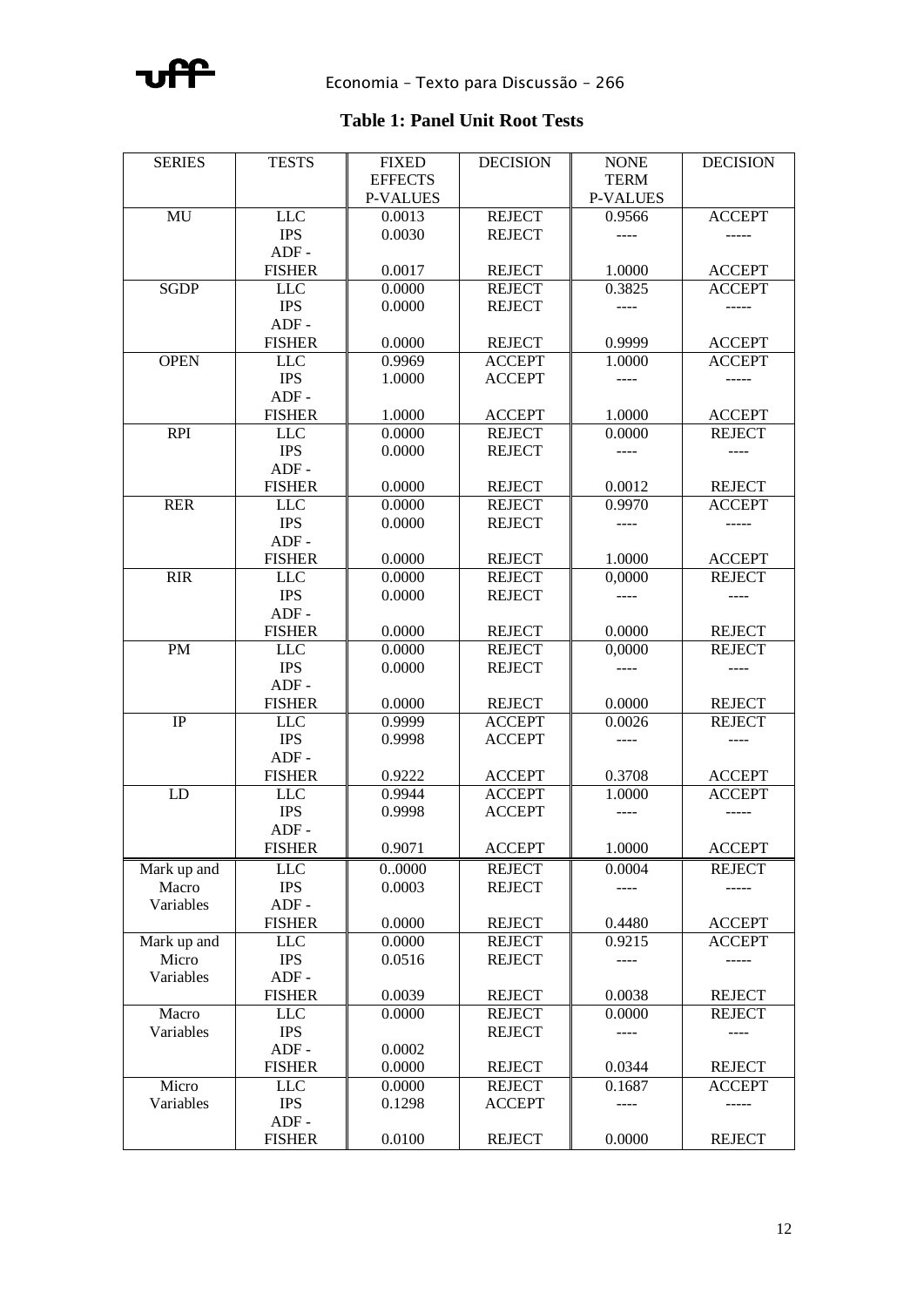**Table 1: Panel Unit Root Tests**

| SERIES | TESTS | FIXED EFFECTS P-VALUES | DECISION | NONE TERM P-VALUES | DECISION |
|---|---|---|---|---|---|
| MU | LLC | 0.0013 | REJECT | 0.9566 | ACCEPT |
| | IPS | 0.0030 | REJECT | ---- | ----- |
| | ADF - FISHER | 0.0017 | REJECT | 1.0000 | ACCEPT |
| SGDP | LLC | 0.0000 | REJECT | 0.3825 | ACCEPT |
| | IPS | 0.0000 | REJECT | ---- | ----- |
| | ADF - FISHER | 0.0000 | REJECT | 0.9999 | ACCEPT |
| OPEN | LLC | 0.9969 | ACCEPT | 1.0000 | ACCEPT |
| | IPS | 1.0000 | ACCEPT | ---- | ----- |
| | ADF - FISHER | 1.0000 | ACCEPT | 1.0000 | ACCEPT |
| RPI | LLC | 0.0000 | REJECT | 0.0000 | REJECT |
| | IPS | 0.0000 | REJECT | ---- | ---- |
| | ADF - FISHER | 0.0000 | REJECT | 0.0012 | REJECT |
| RER | LLC | 0.0000 | REJECT | 0.9970 | ACCEPT |
| | IPS | 0.0000 | REJECT | ---- | ----- |
| | ADF - FISHER | 0.0000 | REJECT | 1.0000 | ACCEPT |
| RIR | LLC | 0.0000 | REJECT | 0,0000 | REJECT |
| | IPS | 0.0000 | REJECT | ---- | ---- |
| | ADF - FISHER | 0.0000 | REJECT | 0.0000 | REJECT |
| PM | LLC | 0.0000 | REJECT | 0,0000 | REJECT |
| | IPS | 0.0000 | REJECT | ---- | ---- |
| | ADF - FISHER | 0.0000 | REJECT | 0.0000 | REJECT |
| IP | LLC | 0.9999 | ACCEPT | 0.0026 | REJECT |
| | IPS | 0.9998 | ACCEPT | ---- | ---- |
| | ADF - FISHER | 0.9222 | ACCEPT | 0.3708 | ACCEPT |
| LD | LLC | 0.9944 | ACCEPT | 1.0000 | ACCEPT |
| | IPS | 0.9998 | ACCEPT | ---- | ----- |
| | ADF - FISHER | 0.9071 | ACCEPT | 1.0000 | ACCEPT |
| Mark up and Macro Variables | LLC | 0..0000 | REJECT | 0.0004 | REJECT |
| | IPS | 0.0003 | REJECT | ---- | ----- |
| | ADF - FISHER | 0.0000 | REJECT | 0.4480 | ACCEPT |
| Mark up and Micro Variables | LLC | 0.0000 | REJECT | 0.9215 | ACCEPT |
| | IPS | 0.0516 | REJECT | ---- | ----- |
| | ADF - FISHER | 0.0039 | REJECT | 0.0038 | REJECT |
| Macro Variables | LLC | 0.0000 | REJECT | 0.0000 | REJECT |
| | IPS | 0.0002 | REJECT | ---- | ---- |
| | ADF - FISHER | 0.0000 | REJECT | 0.0344 | REJECT |
| Micro Variables | LLC | 0.0000 | REJECT | 0.1687 | ACCEPT |
| | IPS | 0.1298 | ACCEPT | ---- | ----- |
| | ADF - FISHER | 0.0100 | REJECT | 0.0000 | REJECT |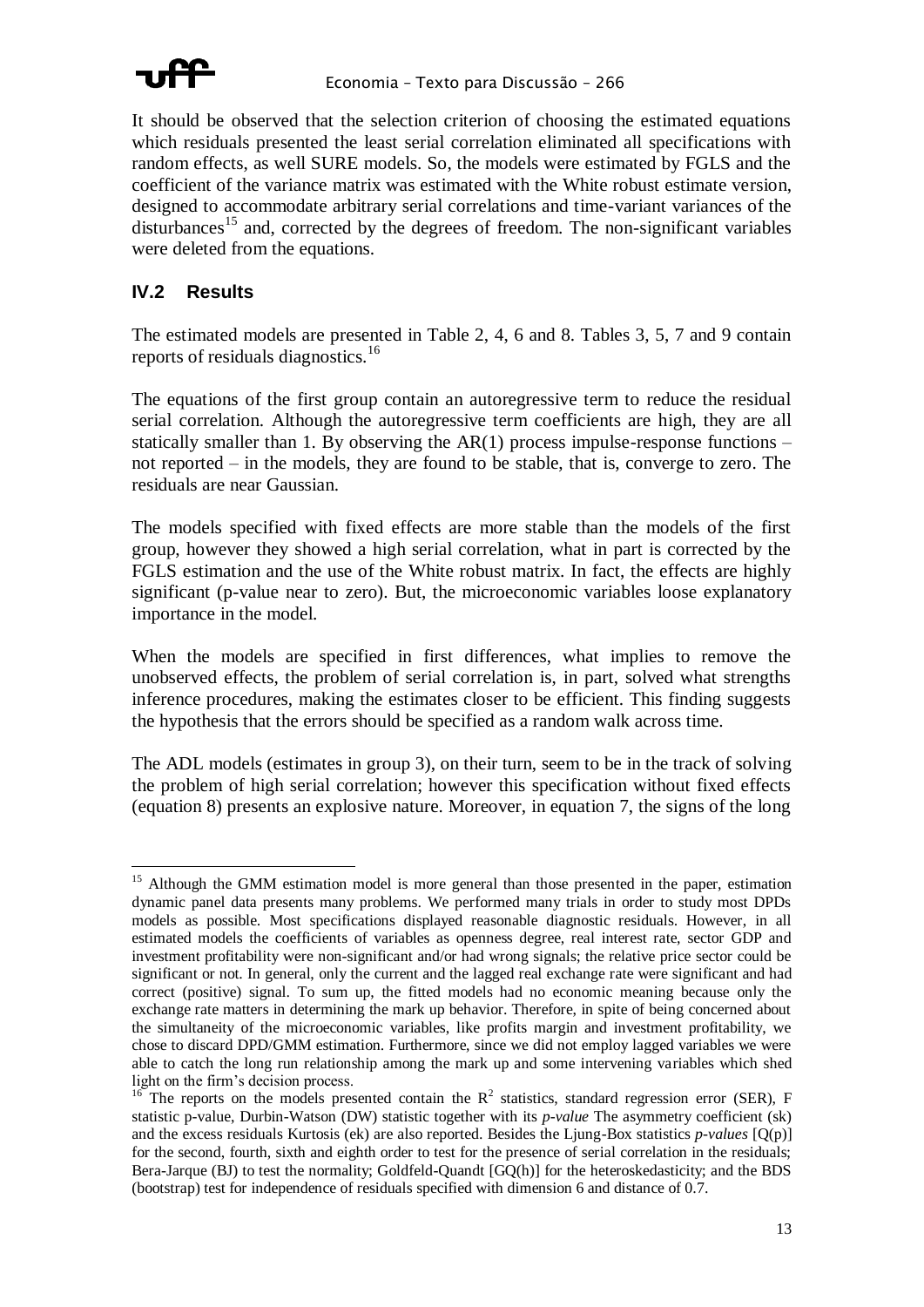It should be observed that the selection criterion of choosing the estimated equations which residuals presented the least serial correlation eliminated all specifications with random effects, as well SURE models. So, the models were estimated by FGLS and the coefficient of the variance matrix was estimated with the White robust estimate version, designed to accommodate arbitrary serial correlations and time-variant variances of the disturbances[15] and, corrected by the degrees of freedom. The non-significant variables were deleted from the equations.

## IV.2 Results

The estimated models are presented in Table 2, 4, 6 and 8. Tables 3, 5, 7 and 9 contain reports of residuals diagnostics.[16]

The equations of the first group contain an autoregressive term to reduce the residual serial correlation. Although the autoregressive term coefficients are high, they are all statically smaller than 1. By observing the AR(1) process impulse-response functions – not reported – in the models, they are found to be stable, that is, converge to zero. The residuals are near Gaussian.

The models specified with fixed effects are more stable than the models of the first group, however they showed a high serial correlation, what in part is corrected by the FGLS estimation and the use of the White robust matrix. In fact, the effects are highly significant (p-value near to zero). But, the microeconomic variables loose explanatory importance in the model.

When the models are specified in first differences, what implies to remove the unobserved effects, the problem of serial correlation is, in part, solved what strengths inference procedures, making the estimates closer to be efficient. This finding suggests the hypothesis that the errors should be specified as a random walk across time.

The ADL models (estimates in group 3), on their turn, seem to be in the track of solving the problem of high serial correlation; however this specification without fixed effects (equation 8) presents an explosive nature. Moreover, in equation 7, the signs of the long

---

[15] Although the GMM estimation model is more general than those presented in the paper, estimation dynamic panel data presents many problems. We performed many trials in order to study most DPDs models as possible. Most specifications displayed reasonable diagnostic residuals. However, in all estimated models the coefficients of variables as openness degree, real interest rate, sector GDP and investment profitability were non-significant and/or had wrong signals; the relative price sector could be significant or not. In general, only the current and the lagged real exchange rate were significant and had correct (positive) signal. To sum up, the fitted models had no economic meaning because only the exchange rate matters in determining the mark up behavior. Therefore, in spite of being concerned about the simultaneity of the microeconomic variables, like profits margin and investment profitability, we chose to discard DPD/GMM estimation. Furthermore, since we did not employ lagged variables we were able to catch the long run relationship among the mark up and some intervening variables which shed light on the firm's decision process.

[16] The reports on the models presented contain the $R^2$ statistics, standard regression error (SER), F statistic p-value, Durbin-Watson (DW) statistic together with its *p-value* The asymmetry coefficient (sk) and the excess residuals Kurtosis (ek) are also reported. Besides the Ljung-Box statistics *p-values* [Q(p)] for the second, fourth, sixth and eighth order to test for the presence of serial correlation in the residuals; Bera-Jarque (BJ) to test the normality; Goldfeld-Quandt [GQ(h)] for the heteroskedasticity; and the BDS (bootstrap) test for independence of residuals specified with dimension 6 and distance of 0.7.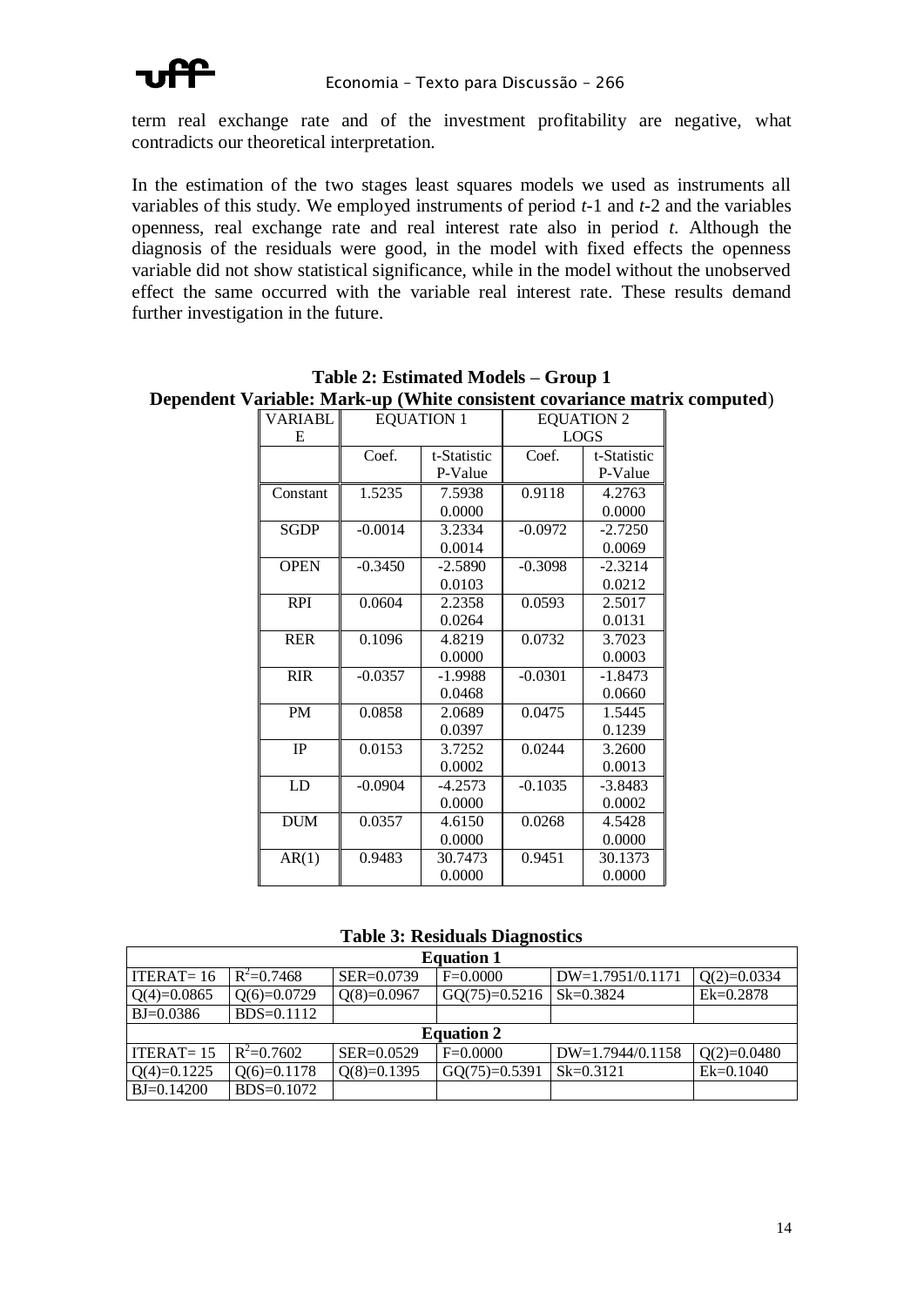term real exchange rate and of the investment profitability are negative, what contradicts our theoretical interpretation.

In the estimation of the two stages least squares models we used as instruments all variables of this study. We employed instruments of period *t*-1 and *t*-2 and the variables openness, real exchange rate and real interest rate also in period *t*. Although the diagnosis of the residuals were good, in the model with fixed effects the openness variable did not show statistical significance, while in the model without the unobserved effect the same occurred with the variable real interest rate. These results demand further investigation in the future.

**Table 2: Estimated Models – Group 1**
**Dependent Variable: Mark-up (White consistent covariance matrix computed)**

| VARIABLE | EQUATION 1 | | EQUATION 2 LOGS | |
|---|---|---|---|---|
| | Coef. | t-Statistic P-Value | Coef. | t-Statistic P-Value |
| Constant | 1.5235 | 7.5938 0.0000 | 0.9118 | 4.2763 0.0000 |
| SGDP | -0.0014 | 3.2334 0.0014 | -0.0972 | -2.7250 0.0069 |
| OPEN | -0.3450 | -2.5890 0.0103 | -0.3098 | -2.3214 0.0212 |
| RPI | 0.0604 | 2.2358 0.0264 | 0.0593 | 2.5017 0.0131 |
| RER | 0.1096 | 4.8219 0.0000 | 0.0732 | 3.7023 0.0003 |
| RIR | -0.0357 | -1.9988 0.0468 | -0.0301 | -1.8473 0.0660 |
| PM | 0.0858 | 2.0689 0.0397 | 0.0475 | 1.5445 0.1239 |
| IP | 0.0153 | 3.7252 0.0002 | 0.0244 | 3.2600 0.0013 |
| LD | -0.0904 | -4.2573 0.0000 | -0.1035 | -3.8483 0.0002 |
| DUM | 0.0357 | 4.6150 0.0000 | 0.0268 | 4.5428 0.0000 |
| AR(1) | 0.9483 | 30.7473 0.0000 | 0.9451 | 30.1373 0.0000 |

**Table 3: Residuals Diagnostics**

| **Equation 1** | | | | | |
|---|---|---|---|---|---|
| ITERAT= 16 | $R^2$=0.7468 | SER=0.0739 | F=0.0000 | DW=1.7951/0.1171 | Q(2)=0.0334 |
| Q(4)=0.0865 | Q(6)=0.0729 | Q(8)=0.0967 | GQ(75)=0.5216 | Sk=0.3824 | Ek=0.2878 |
| BJ=0.0386 | BDS=0.1112 | | | | |
| **Equation 2** | | | | | |
| ITERAT= 15 | $R^2$=0.7602 | SER=0.0529 | F=0.0000 | DW=1.7944/0.1158 | Q(2)=0.0480 |
| Q(4)=0.1225 | Q(6)=0.1178 | Q(8)=0.1395 | GQ(75)=0.5391 | Sk=0.3121 | Ek=0.1040 |
| BJ=0.14200 | BDS=0.1072 | | | | |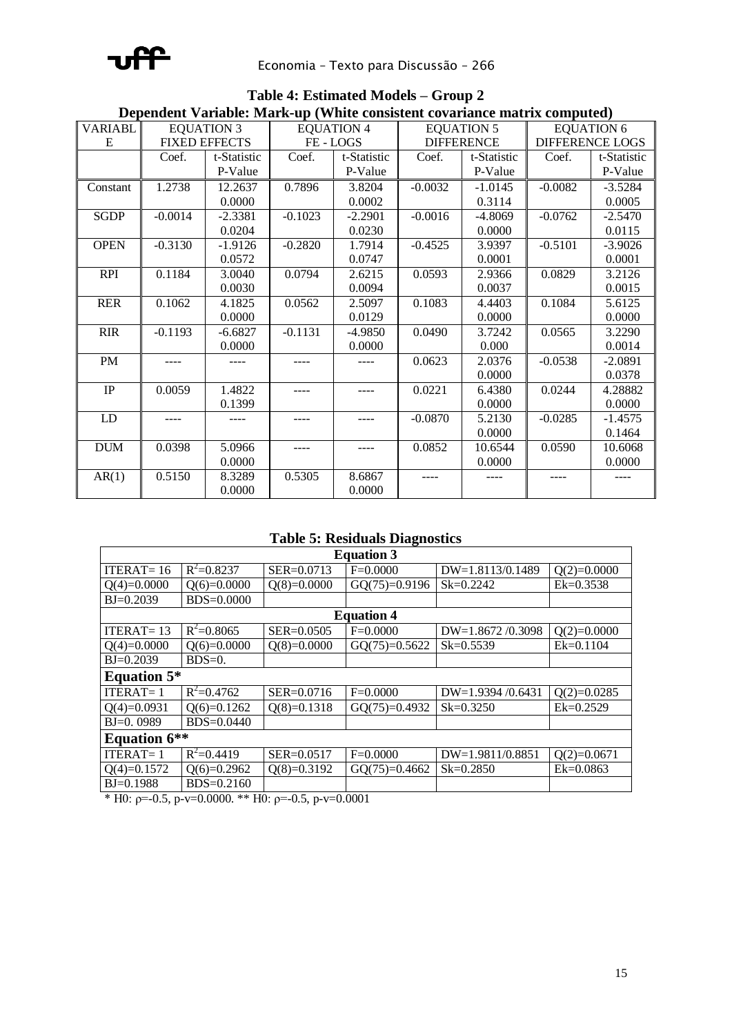**Table 4: Estimated Models – Group 2**
**Dependent Variable: Mark-up (White consistent covariance matrix computed)**

| VARIABLE | EQUATION 3 FIXED EFFECTS | | EQUATION 4 FE - LOGS | | EQUATION 5 DIFFERENCE | | EQUATION 6 DIFFERENCE LOGS | |
|---|---|---|---|---|---|---|---|---|
| | Coef. | t-Statistic P-Value | Coef. | t-Statistic P-Value | Coef. | t-Statistic P-Value | Coef. | t-Statistic P-Value |
| Constant | 1.2738 | 12.2637 0.0000 | 0.7896 | 3.8204 0.0002 | -0.0032 | -1.0145 0.3114 | -0.0082 | -3.5284 0.0005 |
| SGDP | -0.0014 | -2.3381 0.0204 | -0.1023 | -2.2901 0.0230 | -0.0016 | -4.8069 0.0000 | -0.0762 | -2.5470 0.0115 |
| OPEN | -0.3130 | -1.9126 0.0572 | -0.2820 | 1.7914 0.0747 | -0.4525 | 3.9397 0.0001 | -0.5101 | -3.9026 0.0001 |
| RPI | 0.1184 | 3.0040 0.0030 | 0.0794 | 2.6215 0.0094 | 0.0593 | 2.9366 0.0037 | 0.0829 | 3.2126 0.0015 |
| RER | 0.1062 | 4.1825 0.0000 | 0.0562 | 2.5097 0.0129 | 0.1083 | 4.4403 0.0000 | 0.1084 | 5.6125 0.0000 |
| RIR | -0.1193 | -6.6827 0.0000 | -0.1131 | -4.9850 0.0000 | 0.0490 | 3.7242 0.000 | 0.0565 | 3.2290 0.0014 |
| PM | ---- | ---- | ---- | ---- | 0.0623 | 2.0376 0.0000 | -0.0538 | -2.0891 0.0378 |
| IP | 0.0059 | 1.4822 0.1399 | ---- | ---- | 0.0221 | 6.4380 0.0000 | 0.0244 | 4.28882 0.0000 |
| LD | ---- | ---- | ---- | ---- | -0.0870 | 5.2130 0.0000 | -0.0285 | -1.4575 0.1464 |
| DUM | 0.0398 | 5.0966 0.0000 | ---- | ---- | 0.0852 | 10.6544 0.0000 | 0.0590 | 10.6068 0.0000 |
| AR(1) | 0.5150 | 8.3289 0.0000 | 0.5305 | 8.6867 0.0000 | ---- | ---- | ---- | ---- |

**Table 5: Residuals Diagnostics**

| **Equation 3** | | | | | |
|---|---|---|---|---|---|
| ITERAT= 16 | $R^2$=0.8237 | SER=0.0713 | F=0.0000 | DW=1.8113/0.1489 | Q(2)=0.0000 |
| Q(4)=0.0000 | Q(6)=0.0000 | Q(8)=0.0000 | GQ(75)=0.9196 | Sk=0.2242 | Ek=0.3538 |
| BJ=0.2039 | BDS=0.0000 | | | | |
| **Equation 4** | | | | | |
| ITERAT= 13 | $R^2$=0.8065 | SER=0.0505 | F=0.0000 | DW=1.8672 /0.3098 | Q(2)=0.0000 |
| Q(4)=0.0000 | Q(6)=0.0000 | Q(8)=0.0000 | GQ(75)=0.5622 | Sk=0.5539 | Ek=0.1104 |
| BJ=0.2039 | BDS=0. | | | | |
| **Equation 5*** | | | | | |
| ITERAT= 1 | $R^2$=0.4762 | SER=0.0716 | F=0.0000 | DW=1.9394 /0.6431 | Q(2)=0.0285 |
| Q(4)=0.0931 | Q(6)=0.1262 | Q(8)=0.1318 | GQ(75)=0.4932 | Sk=0.3250 | Ek=0.2529 |
| BJ=0. 0989 | BDS=0.0440 | | | | |
| **Equation 6**** | | | | | |
| ITERAT= 1 | $R^2$=0.4419 | SER=0.0517 | F=0.0000 | DW=1.9811/0.8851 | Q(2)=0.0671 |
| Q(4)=0.1572 | Q(6)=0.2962 | Q(8)=0.3192 | GQ(75)=0.4662 | Sk=0.2850 | Ek=0.0863 |
| BJ=0.1988 | BDS=0.2160 | | | | |

\* H0: $\rho$=-0.5, p-v=0.0000. ** H0: $\rho$=-0.5, p-v=0.0001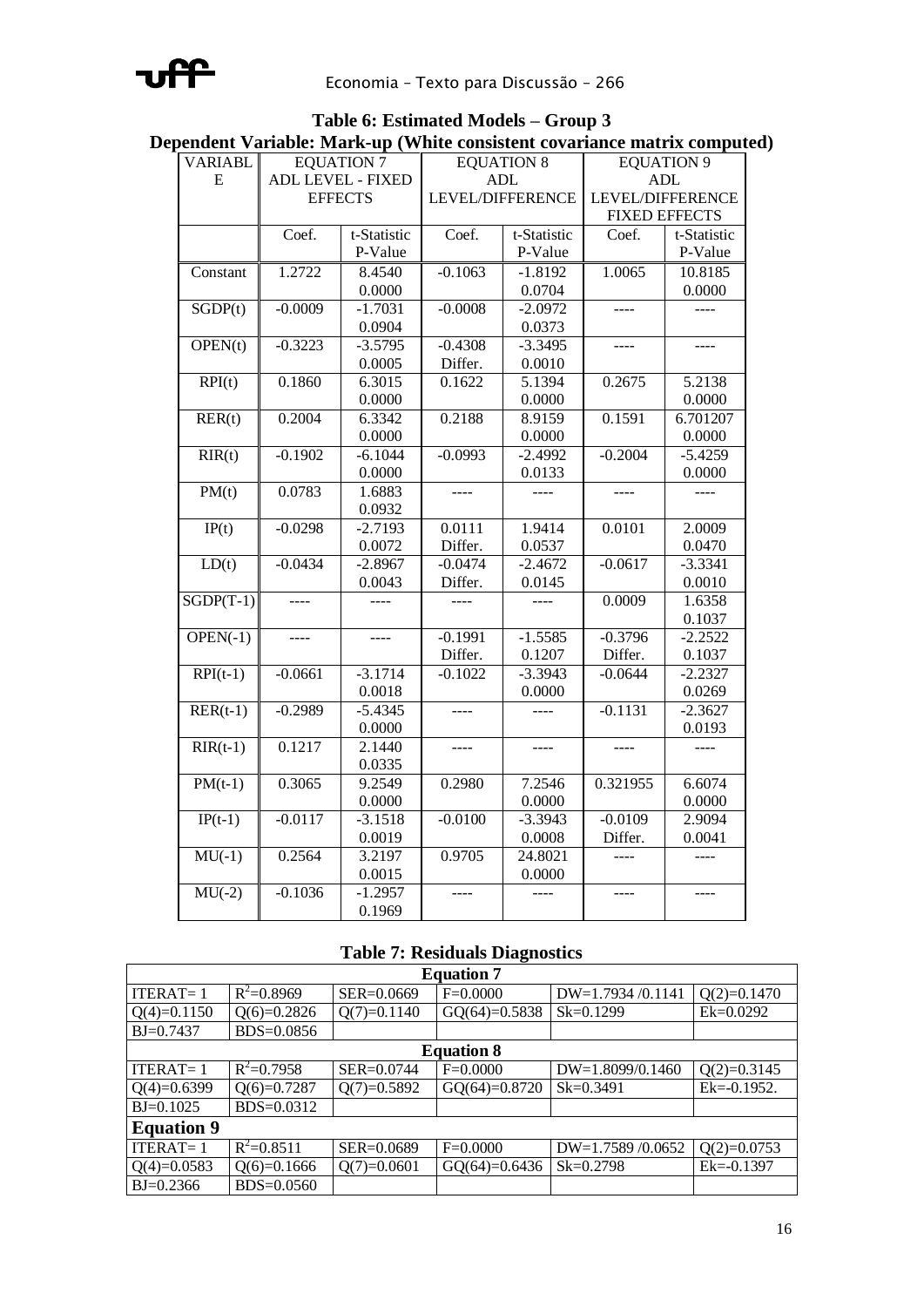## Table 6: Estimated Models – Group 3

## Dependent Variable: Mark-up (White consistent covariance matrix computed)

| VARIABLE | EQUATION 7 ADL LEVEL - FIXED EFFECTS | | EQUATION 8 ADL LEVEL/DIFFERENCE | | EQUATION 9 ADL LEVEL/DIFFERENCE FIXED EFFECTS | |
|---|---|---|---|---|---|---|
| | Coef. | t-Statistic P-Value | Coef. | t-Statistic P-Value | Coef. | t-Statistic P-Value |
| Constant | 1.2722 | 8.4540 0.0000 | -0.1063 | -1.8192 0.0704 | 1.0065 | 10.8185 0.0000 |
| SGDP(t) | -0.0009 | -1.7031 0.0904 | -0.0008 | -2.0972 0.0373 | ---- | ---- |
| OPEN(t) | -0.3223 | -3.5795 0.0005 | -0.4308 Differ. | -3.3495 0.0010 | ---- | ---- |
| RPI(t) | 0.1860 | 6.3015 0.0000 | 0.1622 | 5.1394 0.0000 | 0.2675 | 5.2138 0.0000 |
| RER(t) | 0.2004 | 6.3342 0.0000 | 0.2188 | 8.9159 0.0000 | 0.1591 | 6.701207 0.0000 |
| RIR(t) | -0.1902 | -6.1044 0.0000 | -0.0993 | -2.4992 0.0133 | -0.2004 | -5.4259 0.0000 |
| PM(t) | 0.0783 | 1.6883 0.0932 | ---- | ---- | ---- | ---- |
| IP(t) | -0.0298 | -2.7193 0.0072 | 0.0111 Differ. | 1.9414 0.0537 | 0.0101 | 2.0009 0.0470 |
| LD(t) | -0.0434 | -2.8967 0.0043 | -0.0474 Differ. | -2.4672 0.0145 | -0.0617 | -3.3341 0.0010 |
| SGDP(T-1) | ---- | ---- | ---- | ---- | 0.0009 | 1.6358 0.1037 |
| OPEN(-1) | ---- | ---- | -0.1991 Differ. | -1.5585 0.1207 | -0.3796 Differ. | -2.2522 0.1037 |
| RPI(t-1) | -0.0661 | -3.1714 0.0018 | -0.1022 | -3.3943 0.0000 | -0.0644 | -2.2327 0.0269 |
| RER(t-1) | -0.2989 | -5.4345 0.0000 | ---- | ---- | -0.1131 | -2.3627 0.0193 |
| RIR(t-1) | 0.1217 | 2.1440 0.0335 | ---- | ---- | ---- | ---- |
| PM(t-1) | 0.3065 | 9.2549 0.0000 | 0.2980 | 7.2546 0.0000 | 0.321955 | 6.6074 0.0000 |
| IP(t-1) | -0.0117 | -3.1518 0.0019 | -0.0100 | -3.3943 0.0008 | -0.0109 Differ. | 2.9094 0.0041 |
| MU(-1) | 0.2564 | 3.2197 0.0015 | 0.9705 | 24.8021 0.0000 | ---- | ---- |
| MU(-2) | -0.1036 | -1.2957 0.1969 | ---- | ---- | ---- | ---- |

## Table 7: Residuals Diagnostics

| Equation 7 | | | | | |
|---|---|---|---|---|---|
| ITERAT= 1 | $R^2$=0.8969 | SER=0.0669 | F=0.0000 | DW=1.7934 /0.1141 | Q(2)=0.1470 |
| Q(4)=0.1150 | Q(6)=0.2826 | Q(7)=0.1140 | GQ(64)=0.5838 | Sk=0.1299 | Ek=0.0292 |
| BJ=0.7437 | BDS=0.0856 | | | | |
| **Equation 8** | | | | | |
| ITERAT= 1 | $R^2$=0.7958 | SER=0.0744 | F=0.0000 | DW=1.8099/0.1460 | Q(2)=0.3145 |
| Q(4)=0.6399 | Q(6)=0.7287 | Q(7)=0.5892 | GQ(64)=0.8720 | Sk=0.3491 | Ek=-0.1952. |
| BJ=0.1025 | BDS=0.0312 | | | | |
| **Equation 9** | | | | | |
| ITERAT= 1 | $R^2$=0.8511 | SER=0.0689 | F=0.0000 | DW=1.7589 /0.0652 | Q(2)=0.0753 |
| Q(4)=0.0583 | Q(6)=0.1666 | Q(7)=0.0601 | GQ(64)=0.6436 | Sk=0.2798 | Ek=-0.1397 |
| BJ=0.2366 | BDS=0.0560 | | | | |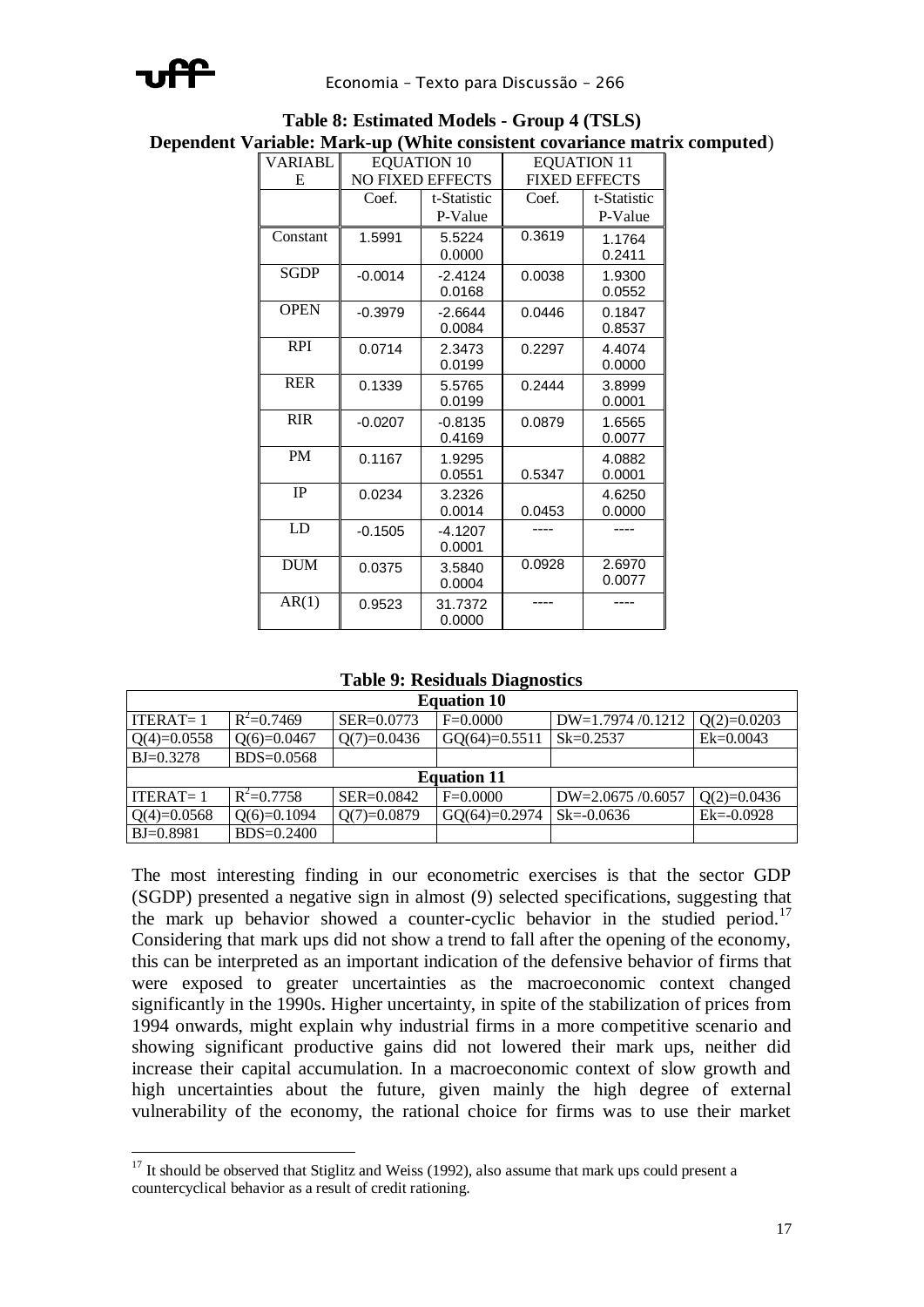**Table 8: Estimated Models - Group 4 (TSLS)**
**Dependent Variable: Mark-up (White consistent covariance matrix computed)**

| VARIABLE | EQUATION 10 NO FIXED EFFECTS | | EQUATION 11 FIXED EFFECTS | |
|---|---|---|---|---|
| | Coef. | t-Statistic P-Value | Coef. | t-Statistic P-Value |
| Constant | 1.5991 | 5.5224 0.0000 | 0.3619 | 1.1764 0.2411 |
| SGDP | -0.0014 | -2.4124 0.0168 | 0.0038 | 1.9300 0.0552 |
| OPEN | -0.3979 | -2.6644 0.0084 | 0.0446 | 0.1847 0.8537 |
| RPI | 0.0714 | 2.3473 0.0199 | 0.2297 | 4.4074 0.0000 |
| RER | 0.1339 | 5.5765 0.0199 | 0.2444 | 3.8999 0.0001 |
| RIR | -0.0207 | -0.8135 0.4169 | 0.0879 | 1.6565 0.0077 |
| PM | 0.1167 | 1.9295 0.0551 | 0.5347 | 4.0882 0.0001 |
| IP | 0.0234 | 3.2326 0.0014 | 0.0453 | 4.6250 0.0000 |
| LD | -0.1505 | -4.1207 0.0001 | ---- | ---- |
| DUM | 0.0375 | 3.5840 0.0004 | 0.0928 | 2.6970 0.0077 |
| AR(1) | 0.9523 | 31.7372 0.0000 | ---- | ---- |

**Table 9: Residuals Diagnostics**

| **Equation 10** | | | | | |
|---|---|---|---|---|---|
| ITERAT= 1 | $R^2$=0.7469 | SER=0.0773 | F=0.0000 | DW=1.7974 /0.1212 | Q(2)=0.0203 |
| Q(4)=0.0558 | Q(6)=0.0467 | Q(7)=0.0436 | GQ(64)=0.5511 | Sk=0.2537 | Ek=0.0043 |
| BJ=0.3278 | BDS=0.0568 | | | | |
| **Equation 11** | | | | | |
| ITERAT= 1 | $R^2$=0.7758 | SER=0.0842 | F=0.0000 | DW=2.0675 /0.6057 | Q(2)=0.0436 |
| Q(4)=0.0568 | Q(6)=0.1094 | Q(7)=0.0879 | GQ(64)=0.2974 | Sk=-0.0636 | Ek=-0.0928 |
| BJ=0.8981 | BDS=0.2400 | | | | |

The most interesting finding in our econometric exercises is that the sector GDP (SGDP) presented a negative sign in almost (9) selected specifications, suggesting that the mark up behavior showed a counter-cyclic behavior in the studied period.[17] Considering that mark ups did not show a trend to fall after the opening of the economy, this can be interpreted as an important indication of the defensive behavior of firms that were exposed to greater uncertainties as the macroeconomic context changed significantly in the 1990s. Higher uncertainty, in spite of the stabilization of prices from 1994 onwards, might explain why industrial firms in a more competitive scenario and showing significant productive gains did not lowered their mark ups, neither did increase their capital accumulation. In a macroeconomic context of slow growth and high uncertainties about the future, given mainly the high degree of external vulnerability of the economy, the rational choice for firms was to use their market

[17] It should be observed that Stiglitz and Weiss (1992), also assume that mark ups could present a countercyclical behavior as a result of credit rationing.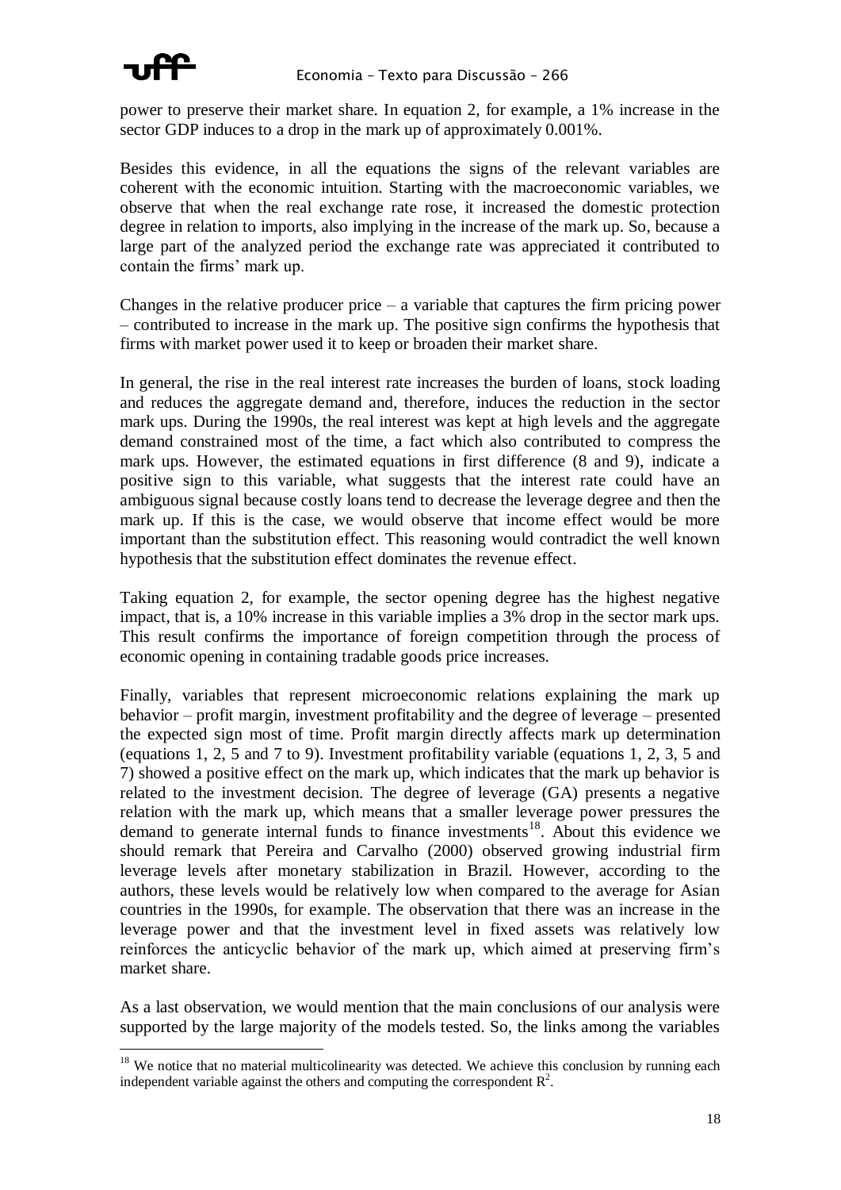power to preserve their market share. In equation 2, for example, a 1% increase in the sector GDP induces to a drop in the mark up of approximately 0.001%.

Besides this evidence, in all the equations the signs of the relevant variables are coherent with the economic intuition. Starting with the macroeconomic variables, we observe that when the real exchange rate rose, it increased the domestic protection degree in relation to imports, also implying in the increase of the mark up. So, because a large part of the analyzed period the exchange rate was appreciated it contributed to contain the firms' mark up.

Changes in the relative producer price – a variable that captures the firm pricing power – contributed to increase in the mark up. The positive sign confirms the hypothesis that firms with market power used it to keep or broaden their market share.

In general, the rise in the real interest rate increases the burden of loans, stock loading and reduces the aggregate demand and, therefore, induces the reduction in the sector mark ups. During the 1990s, the real interest was kept at high levels and the aggregate demand constrained most of the time, a fact which also contributed to compress the mark ups. However, the estimated equations in first difference (8 and 9), indicate a positive sign to this variable, what suggests that the interest rate could have an ambiguous signal because costly loans tend to decrease the leverage degree and then the mark up. If this is the case, we would observe that income effect would be more important than the substitution effect. This reasoning would contradict the well known hypothesis that the substitution effect dominates the revenue effect.

Taking equation 2, for example, the sector opening degree has the highest negative impact, that is, a 10% increase in this variable implies a 3% drop in the sector mark ups. This result confirms the importance of foreign competition through the process of economic opening in containing tradable goods price increases.

Finally, variables that represent microeconomic relations explaining the mark up behavior – profit margin, investment profitability and the degree of leverage – presented the expected sign most of time. Profit margin directly affects mark up determination (equations 1, 2, 5 and 7 to 9). Investment profitability variable (equations 1, 2, 3, 5 and 7) showed a positive effect on the mark up, which indicates that the mark up behavior is related to the investment decision. The degree of leverage (GA) presents a negative relation with the mark up, which means that a smaller leverage power pressures the demand to generate internal funds to finance investments[18]. About this evidence we should remark that Pereira and Carvalho (2000) observed growing industrial firm leverage levels after monetary stabilization in Brazil. However, according to the authors, these levels would be relatively low when compared to the average for Asian countries in the 1990s, for example. The observation that there was an increase in the leverage power and that the investment level in fixed assets was relatively low reinforces the anticyclic behavior of the mark up, which aimed at preserving firm's market share.

As a last observation, we would mention that the main conclusions of our analysis were supported by the large majority of the models tested. So, the links among the variables

[18] We notice that no material multicolinearity was detected. We achieve this conclusion by running each independent variable against the others and computing the correspondent $R^2$.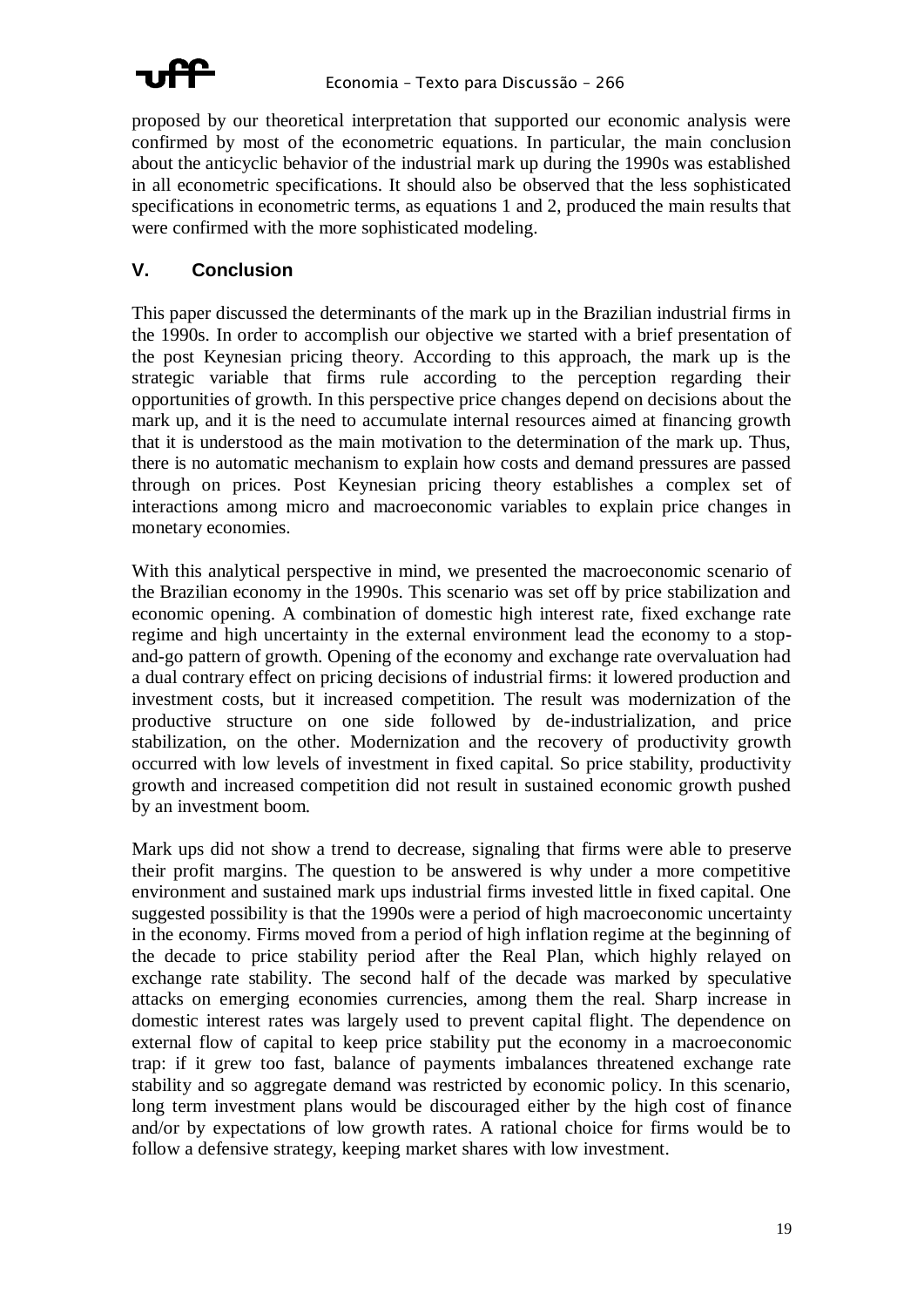proposed by our theoretical interpretation that supported our economic analysis were confirmed by most of the econometric equations. In particular, the main conclusion about the anticyclic behavior of the industrial mark up during the 1990s was established in all econometric specifications. It should also be observed that the less sophisticated specifications in econometric terms, as equations 1 and 2, produced the main results that were confirmed with the more sophisticated modeling.

## V. Conclusion

This paper discussed the determinants of the mark up in the Brazilian industrial firms in the 1990s. In order to accomplish our objective we started with a brief presentation of the post Keynesian pricing theory. According to this approach, the mark up is the strategic variable that firms rule according to the perception regarding their opportunities of growth. In this perspective price changes depend on decisions about the mark up, and it is the need to accumulate internal resources aimed at financing growth that it is understood as the main motivation to the determination of the mark up. Thus, there is no automatic mechanism to explain how costs and demand pressures are passed through on prices. Post Keynesian pricing theory establishes a complex set of interactions among micro and macroeconomic variables to explain price changes in monetary economies.

With this analytical perspective in mind, we presented the macroeconomic scenario of the Brazilian economy in the 1990s. This scenario was set off by price stabilization and economic opening. A combination of domestic high interest rate, fixed exchange rate regime and high uncertainty in the external environment lead the economy to a stop-and-go pattern of growth. Opening of the economy and exchange rate overvaluation had a dual contrary effect on pricing decisions of industrial firms: it lowered production and investment costs, but it increased competition. The result was modernization of the productive structure on one side followed by de-industrialization, and price stabilization, on the other. Modernization and the recovery of productivity growth occurred with low levels of investment in fixed capital. So price stability, productivity growth and increased competition did not result in sustained economic growth pushed by an investment boom.

Mark ups did not show a trend to decrease, signaling that firms were able to preserve their profit margins. The question to be answered is why under a more competitive environment and sustained mark ups industrial firms invested little in fixed capital. One suggested possibility is that the 1990s were a period of high macroeconomic uncertainty in the economy. Firms moved from a period of high inflation regime at the beginning of the decade to price stability period after the Real Plan, which highly relayed on exchange rate stability. The second half of the decade was marked by speculative attacks on emerging economies currencies, among them the real. Sharp increase in domestic interest rates was largely used to prevent capital flight. The dependence on external flow of capital to keep price stability put the economy in a macroeconomic trap: if it grew too fast, balance of payments imbalances threatened exchange rate stability and so aggregate demand was restricted by economic policy. In this scenario, long term investment plans would be discouraged either by the high cost of finance and/or by expectations of low growth rates. A rational choice for firms would be to follow a defensive strategy, keeping market shares with low investment.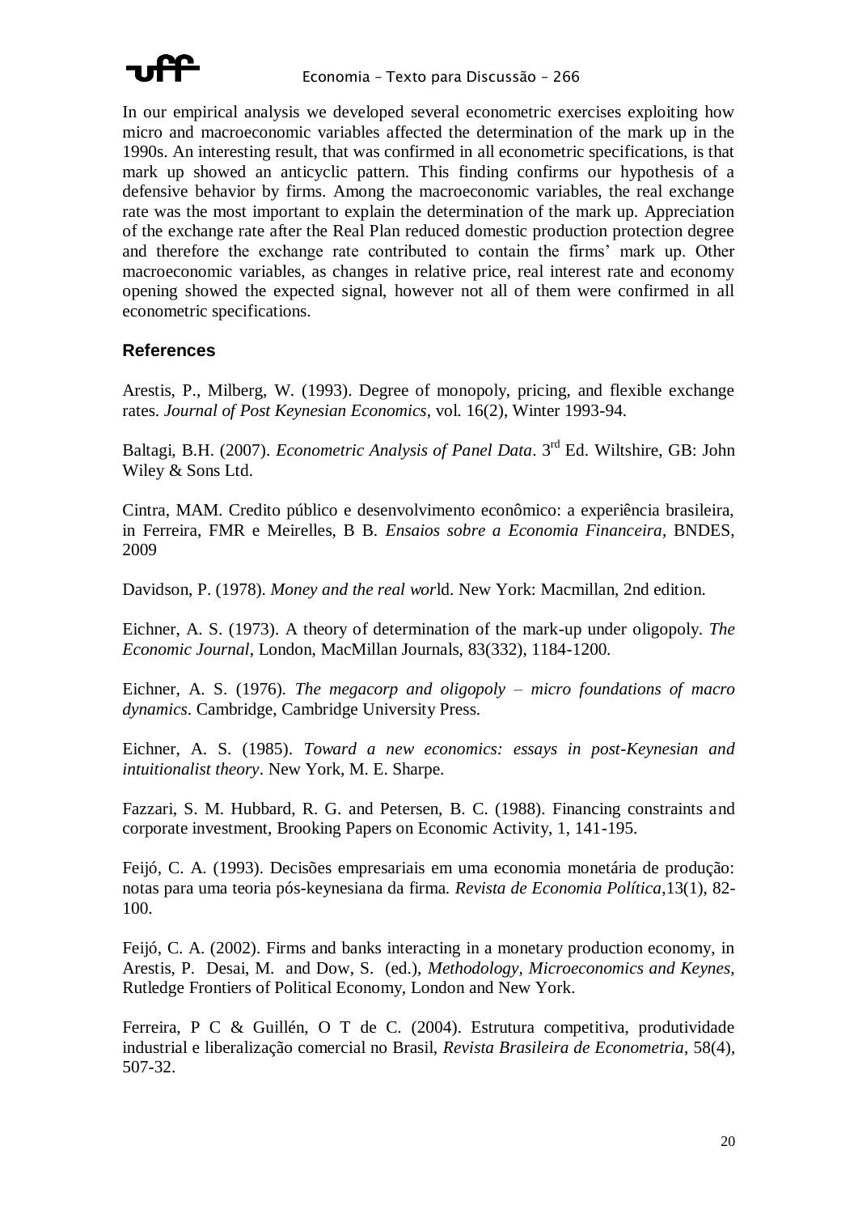In our empirical analysis we developed several econometric exercises exploiting how micro and macroeconomic variables affected the determination of the mark up in the 1990s. An interesting result, that was confirmed in all econometric specifications, is that mark up showed an anticyclic pattern. This finding confirms our hypothesis of a defensive behavior by firms. Among the macroeconomic variables, the real exchange rate was the most important to explain the determination of the mark up. Appreciation of the exchange rate after the Real Plan reduced domestic production protection degree and therefore the exchange rate contributed to contain the firms' mark up. Other macroeconomic variables, as changes in relative price, real interest rate and economy opening showed the expected signal, however not all of them were confirmed in all econometric specifications.

## References

Arestis, P., Milberg, W. (1993). Degree of monopoly, pricing, and flexible exchange rates. *Journal of Post Keynesian Economics*, vol. 16(2), Winter 1993-94.

Baltagi, B.H. (2007). *Econometric Analysis of Panel Data*. 3rd Ed. Wiltshire, GB: John Wiley & Sons Ltd.

Cintra, MAM. Credito público e desenvolvimento econômico: a experiência brasileira, in Ferreira, FMR e Meirelles, B B. *Ensaios sobre a Economia Financeira*, BNDES, 2009

Davidson, P. (1978). *Money and the real wor*ld. New York: Macmillan, 2nd edition.

Eichner, A. S. (1973). A theory of determination of the mark-up under oligopoly. *The Economic Journal*, London, MacMillan Journals, 83(332), 1184-1200.

Eichner, A. S. (1976). *The megacorp and oligopoly – micro foundations of macro dynamics*. Cambridge, Cambridge University Press.

Eichner, A. S. (1985). *Toward a new economics: essays in post-Keynesian and intuitionalist theory*. New York, M. E. Sharpe.

Fazzari, S. M. Hubbard, R. G. and Petersen, B. C. (1988). Financing constraints and corporate investment, Brooking Papers on Economic Activity, 1, 141-195.

Feijó, C. A. (1993). Decisões empresariais em uma economia monetária de produção: notas para uma teoria pós-keynesiana da firma. *Revista de Economia Política*,13(1), 82-100.

Feijó, C. A. (2002). Firms and banks interacting in a monetary production economy, in Arestis, P. Desai, M. and Dow, S. (ed.), *Methodology, Microeconomics and Keynes*, Rutledge Frontiers of Political Economy, London and New York.

Ferreira, P C & Guillén, O T de C. (2004). Estrutura competitiva, produtividade industrial e liberalização comercial no Brasil, *Revista Brasileira de Econometria*, 58(4), 507-32.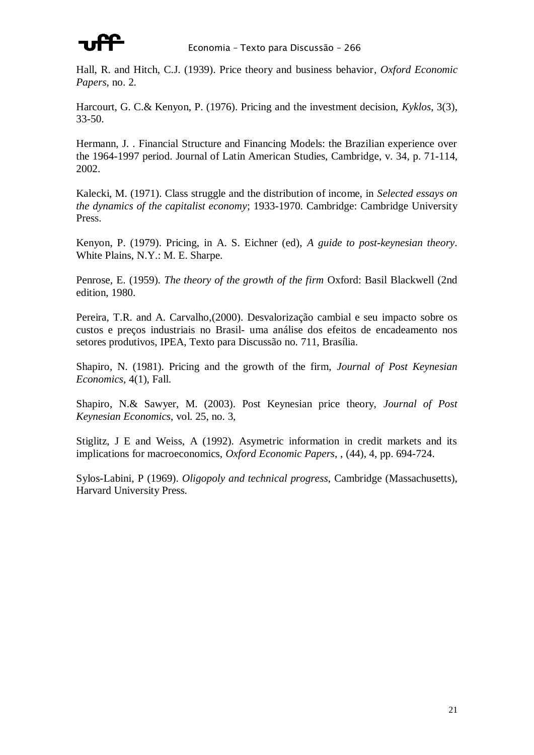Hall, R. and Hitch, C.J. (1939). Price theory and business behavior, *Oxford Economic Papers*, no. 2.

Harcourt, G. C.& Kenyon, P. (1976). Pricing and the investment decision, *Kyklos*, 3(3), 33-50.

Hermann, J. . Financial Structure and Financing Models: the Brazilian experience over the 1964-1997 period. Journal of Latin American Studies, Cambridge, v. 34, p. 71-114, 2002.

Kalecki, M. (1971). Class struggle and the distribution of income, in *Selected essays on the dynamics of the capitalist economy*; 1933-1970. Cambridge: Cambridge University Press.

Kenyon, P. (1979). Pricing, in A. S. Eichner (ed), *A guide to post-keynesian theory*. White Plains, N.Y.: M. E. Sharpe.

Penrose, E. (1959). *The theory of the growth of the firm* Oxford: Basil Blackwell (2nd edition, 1980.

Pereira, T.R. and A. Carvalho,(2000). Desvalorização cambial e seu impacto sobre os custos e preços industriais no Brasil- uma análise dos efeitos de encadeamento nos setores produtivos, IPEA, Texto para Discussão no. 711, Brasília.

Shapiro, N. (1981). Pricing and the growth of the firm, *Journal of Post Keynesian Economics*, 4(1), Fall.

Shapiro, N.& Sawyer, M. (2003). Post Keynesian price theory, *Journal of Post Keynesian Economics*, vol. 25, no. 3,

Stiglitz, J E and Weiss, A (1992). Asymetric information in credit markets and its implications for macroeconomics, *Oxford Economic Papers*, , (44), 4, pp. 694-724.

Sylos-Labini, P (1969). *Oligopoly and technical progress*, Cambridge (Massachusetts), Harvard University Press.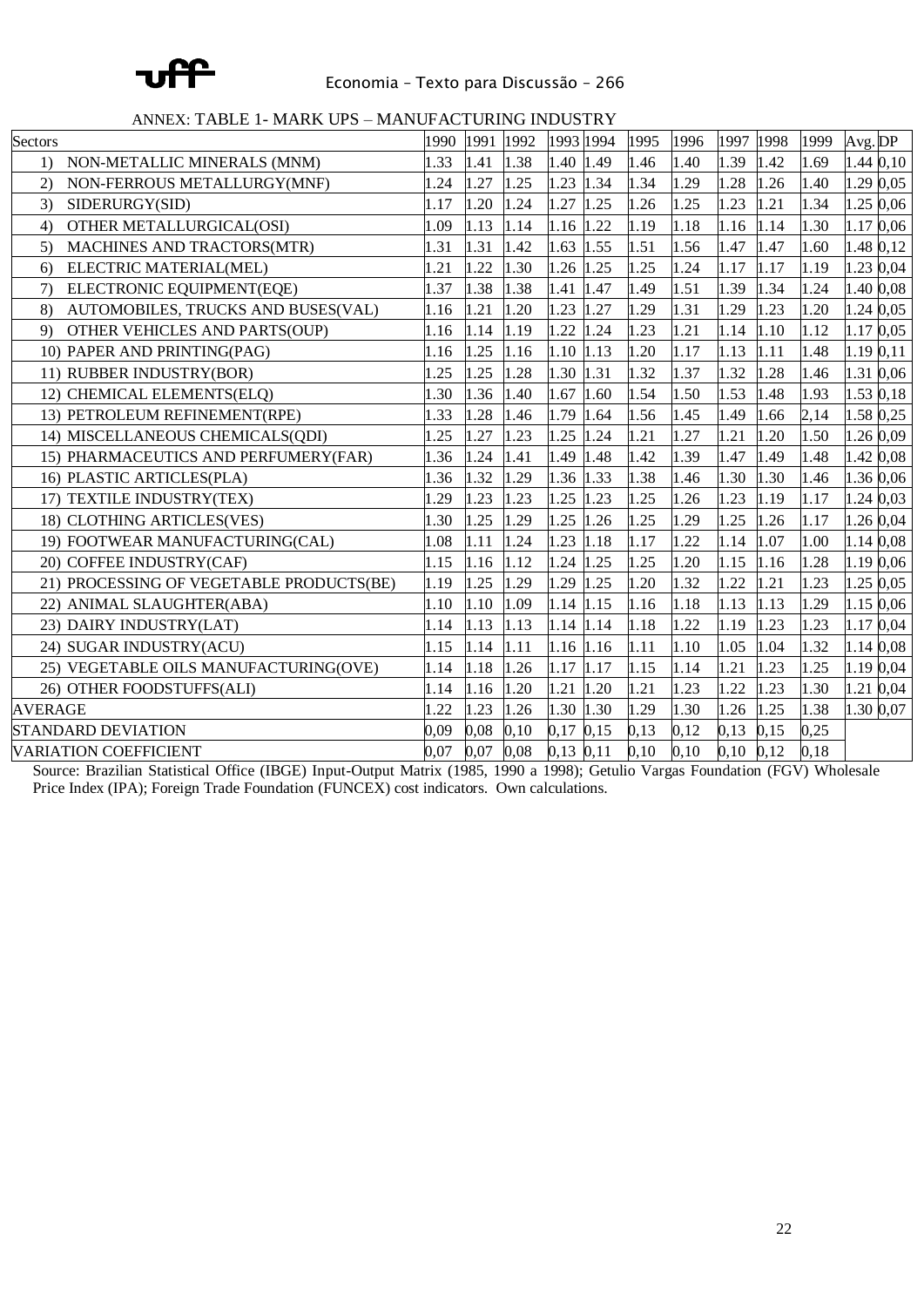ANNEX: TABLE 1- MARK UPS – MANUFACTURING INDUSTRY

| Sectors | 1990 | 1991 | 1992 | 1993 | 1994 | 1995 | 1996 | 1997 | 1998 | 1999 | Avg. | DP |
|---|---|---|---|---|---|---|---|---|---|---|---|---|
| 1) NON-METALLIC MINERALS (MNM) | 1.33 | 1.41 | 1.38 | 1.40 | 1.49 | 1.46 | 1.40 | 1.39 | 1.42 | 1.69 | 1.44 | 0,10 |
| 2) NON-FERROUS METALLURGY(MNF) | 1.24 | 1.27 | 1.25 | 1.23 | 1.34 | 1.34 | 1.29 | 1.28 | 1.26 | 1.40 | 1.29 | 0,05 |
| 3) SIDERURGY(SID) | 1.17 | 1.20 | 1.24 | 1.27 | 1.25 | 1.26 | 1.25 | 1.23 | 1.21 | 1.34 | 1.25 | 0,06 |
| 4) OTHER METALLURGICAL(OSI) | 1.09 | 1.13 | 1.14 | 1.16 | 1.22 | 1.19 | 1.18 | 1.16 | 1.14 | 1.30 | 1.17 | 0,06 |
| 5) MACHINES AND TRACTORS(MTR) | 1.31 | 1.31 | 1.42 | 1.63 | 1.55 | 1.51 | 1.56 | 1.47 | 1.47 | 1.60 | 1.48 | 0,12 |
| 6) ELECTRIC MATERIAL(MEL) | 1.21 | 1.22 | 1.30 | 1.26 | 1.25 | 1.25 | 1.24 | 1.17 | 1.17 | 1.19 | 1.23 | 0,04 |
| 7) ELECTRONIC EQUIPMENT(EQE) | 1.37 | 1.38 | 1.38 | 1.41 | 1.47 | 1.49 | 1.51 | 1.39 | 1.34 | 1.24 | 1.40 | 0,08 |
| 8) AUTOMOBILES, TRUCKS AND BUSES(VAL) | 1.16 | 1.21 | 1.20 | 1.23 | 1.27 | 1.29 | 1.31 | 1.29 | 1.23 | 1.20 | 1.24 | 0,05 |
| 9) OTHER VEHICLES AND PARTS(OUP) | 1.16 | 1.14 | 1.19 | 1.22 | 1.24 | 1.23 | 1.21 | 1.14 | 1.10 | 1.12 | 1.17 | 0,05 |
| 10) PAPER AND PRINTING(PAG) | 1.16 | 1.25 | 1.16 | 1.10 | 1.13 | 1.20 | 1.17 | 1.13 | 1.11 | 1.48 | 1.19 | 0,11 |
| 11) RUBBER INDUSTRY(BOR) | 1.25 | 1.25 | 1.28 | 1.30 | 1.31 | 1.32 | 1.37 | 1.32 | 1.28 | 1.46 | 1.31 | 0,06 |
| 12) CHEMICAL ELEMENTS(ELQ) | 1.30 | 1.36 | 1.40 | 1.67 | 1.60 | 1.54 | 1.50 | 1.53 | 1.48 | 1.93 | 1.53 | 0,18 |
| 13) PETROLEUM REFINEMENT(RPE) | 1.33 | 1.28 | 1.46 | 1.79 | 1.64 | 1.56 | 1.45 | 1.49 | 1.66 | 2,14 | 1.58 | 0,25 |
| 14) MISCELLANEOUS CHEMICALS(QDI) | 1.25 | 1.27 | 1.23 | 1.25 | 1.24 | 1.21 | 1.27 | 1.21 | 1.20 | 1.50 | 1.26 | 0,09 |
| 15) PHARMACEUTICS AND PERFUMERY(FAR) | 1.36 | 1.24 | 1.41 | 1.49 | 1.48 | 1.42 | 1.39 | 1.47 | 1.49 | 1.48 | 1.42 | 0,08 |
| 16) PLASTIC ARTICLES(PLA) | 1.36 | 1.32 | 1.29 | 1.36 | 1.33 | 1.38 | 1.46 | 1.30 | 1.30 | 1.46 | 1.36 | 0,06 |
| 17) TEXTILE INDUSTRY(TEX) | 1.29 | 1.23 | 1.23 | 1.25 | 1.23 | 1.25 | 1.26 | 1.23 | 1.19 | 1.17 | 1.24 | 0,03 |
| 18) CLOTHING ARTICLES(VES) | 1.30 | 1.25 | 1.29 | 1.25 | 1.26 | 1.25 | 1.29 | 1.25 | 1.26 | 1.17 | 1.26 | 0,04 |
| 19) FOOTWEAR MANUFACTURING(CAL) | 1.08 | 1.11 | 1.24 | 1.23 | 1.18 | 1.17 | 1.22 | 1.14 | 1.07 | 1.00 | 1.14 | 0,08 |
| 20) COFFEE INDUSTRY(CAF) | 1.15 | 1.16 | 1.12 | 1.24 | 1.25 | 1.25 | 1.20 | 1.15 | 1.16 | 1.28 | 1.19 | 0,06 |
| 21) PROCESSING OF VEGETABLE PRODUCTS(BE) | 1.19 | 1.25 | 1.29 | 1.29 | 1.25 | 1.20 | 1.32 | 1.22 | 1.21 | 1.23 | 1.25 | 0,05 |
| 22) ANIMAL SLAUGHTER(ABA) | 1.10 | 1.10 | 1.09 | 1.14 | 1.15 | 1.16 | 1.18 | 1.13 | 1.13 | 1.29 | 1.15 | 0,06 |
| 23) DAIRY INDUSTRY(LAT) | 1.14 | 1.13 | 1.13 | 1.14 | 1.14 | 1.18 | 1.22 | 1.19 | 1.23 | 1.23 | 1.17 | 0,04 |
| 24) SUGAR INDUSTRY(ACU) | 1.15 | 1.14 | 1.11 | 1.16 | 1.16 | 1.11 | 1.10 | 1.05 | 1.04 | 1.32 | 1.14 | 0,08 |
| 25) VEGETABLE OILS MANUFACTURING(OVE) | 1.14 | 1.18 | 1.26 | 1.17 | 1.17 | 1.15 | 1.14 | 1.21 | 1.23 | 1.25 | 1.19 | 0,04 |
| 26) OTHER FOODSTUFFS(ALI) | 1.14 | 1.16 | 1.20 | 1.21 | 1.20 | 1.21 | 1.23 | 1.22 | 1.23 | 1.30 | 1.21 | 0,04 |
| AVERAGE | 1.22 | 1.23 | 1.26 | 1.30 | 1.30 | 1.29 | 1.30 | 1.26 | 1.25 | 1.38 | 1.30 | 0,07 |
| STANDARD DEVIATION | 0,09 | 0,08 | 0,10 | 0,17 | 0,15 | 0,13 | 0,12 | 0,13 | 0,15 | 0,25 | | |
| VARIATION COEFFICIENT | 0,07 | 0,07 | 0,08 | 0,13 | 0,11 | 0,10 | 0,10 | 0,10 | 0,12 | 0,18 | | |

Source: Brazilian Statistical Office (IBGE) Input-Output Matrix (1985, 1990 a 1998); Getulio Vargas Foundation (FGV) Wholesale Price Index (IPA); Foreign Trade Foundation (FUNCEX) cost indicators. Own calculations.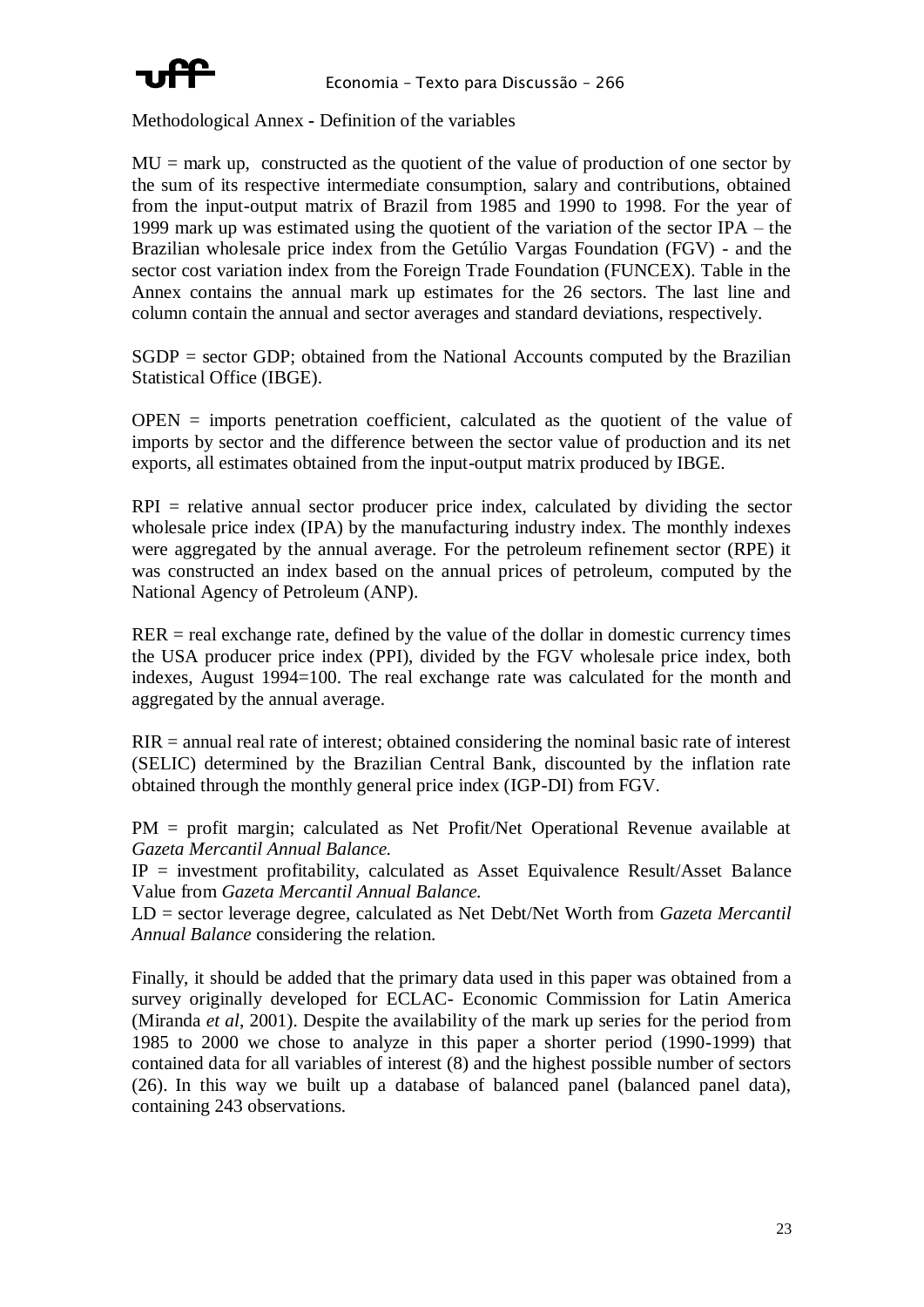Methodological Annex - Definition of the variables

MU = mark up, constructed as the quotient of the value of production of one sector by the sum of its respective intermediate consumption, salary and contributions, obtained from the input-output matrix of Brazil from 1985 and 1990 to 1998. For the year of 1999 mark up was estimated using the quotient of the variation of the sector IPA – the Brazilian wholesale price index from the Getúlio Vargas Foundation (FGV) - and the sector cost variation index from the Foreign Trade Foundation (FUNCEX). Table in the Annex contains the annual mark up estimates for the 26 sectors. The last line and column contain the annual and sector averages and standard deviations, respectively.

SGDP = sector GDP; obtained from the National Accounts computed by the Brazilian Statistical Office (IBGE).

OPEN = imports penetration coefficient, calculated as the quotient of the value of imports by sector and the difference between the sector value of production and its net exports, all estimates obtained from the input-output matrix produced by IBGE.

RPI = relative annual sector producer price index, calculated by dividing the sector wholesale price index (IPA) by the manufacturing industry index. The monthly indexes were aggregated by the annual average. For the petroleum refinement sector (RPE) it was constructed an index based on the annual prices of petroleum, computed by the National Agency of Petroleum (ANP).

RER = real exchange rate, defined by the value of the dollar in domestic currency times the USA producer price index (PPI), divided by the FGV wholesale price index, both indexes, August 1994=100. The real exchange rate was calculated for the month and aggregated by the annual average.

RIR = annual real rate of interest; obtained considering the nominal basic rate of interest (SELIC) determined by the Brazilian Central Bank, discounted by the inflation rate obtained through the monthly general price index (IGP-DI) from FGV.

PM = profit margin; calculated as Net Profit/Net Operational Revenue available at *Gazeta Mercantil Annual Balance.*

IP = investment profitability, calculated as Asset Equivalence Result/Asset Balance Value from *Gazeta Mercantil Annual Balance.*

LD = sector leverage degree, calculated as Net Debt/Net Worth from *Gazeta Mercantil Annual Balance* considering the relation.

Finally, it should be added that the primary data used in this paper was obtained from a survey originally developed for ECLAC- Economic Commission for Latin America (Miranda *et al*, 2001). Despite the availability of the mark up series for the period from 1985 to 2000 we chose to analyze in this paper a shorter period (1990-1999) that contained data for all variables of interest (8) and the highest possible number of sectors (26). In this way we built up a database of balanced panel (balanced panel data), containing 243 observations.